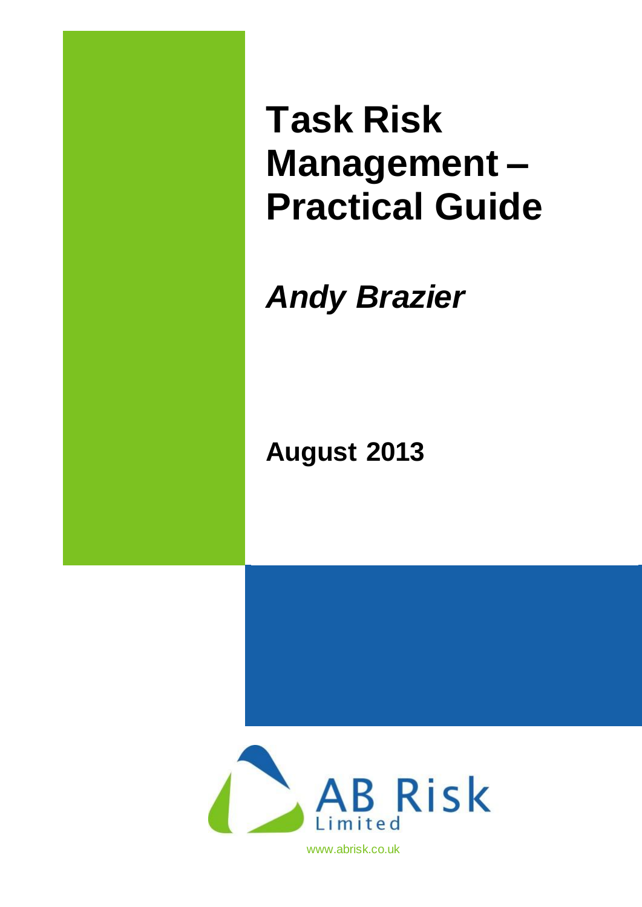# Task Risk Management – Practical Guide

***Andy Brazier***

**August 2013**

AB Risk Limited

www.abrisk.co.uk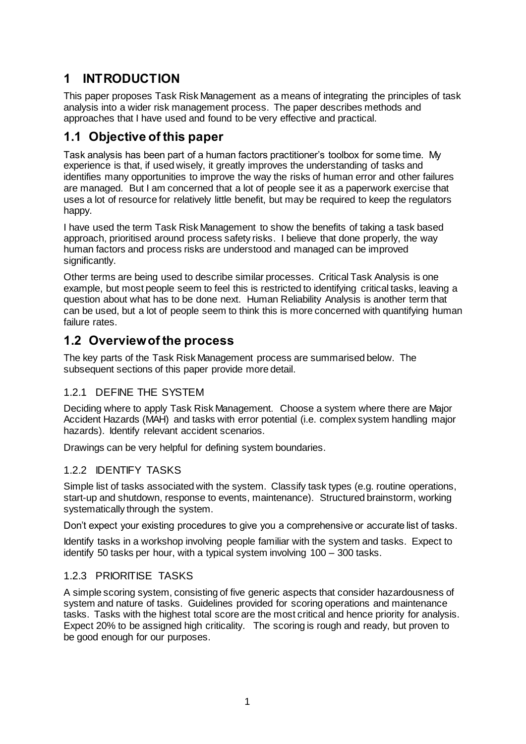# 1 INTRODUCTION

This paper proposes Task Risk Management as a means of integrating the principles of task analysis into a wider risk management process. The paper describes methods and approaches that I have used and found to be very effective and practical.

## 1.1 Objective of this paper

Task analysis has been part of a human factors practitioner's toolbox for some time. My experience is that, if used wisely, it greatly improves the understanding of tasks and identifies many opportunities to improve the way the risks of human error and other failures are managed. But I am concerned that a lot of people see it as a paperwork exercise that uses a lot of resource for relatively little benefit, but may be required to keep the regulators happy.

I have used the term Task Risk Management to show the benefits of taking a task based approach, prioritised around process safety risks. I believe that done properly, the way human factors and process risks are understood and managed can be improved significantly.

Other terms are being used to describe similar processes. Critical Task Analysis is one example, but most people seem to feel this is restricted to identifying critical tasks, leaving a question about what has to be done next. Human Reliability Analysis is another term that can be used, but a lot of people seem to think this is more concerned with quantifying human failure rates.

## 1.2 Overview of the process

The key parts of the Task Risk Management process are summarised below. The subsequent sections of this paper provide more detail.

### 1.2.1 DEFINE THE SYSTEM

Deciding where to apply Task Risk Management. Choose a system where there are Major Accident Hazards (MAH) and tasks with error potential (i.e. complex system handling major hazards). Identify relevant accident scenarios.

Drawings can be very helpful for defining system boundaries.

### 1.2.2 IDENTIFY TASKS

Simple list of tasks associated with the system. Classify task types (e.g. routine operations, start-up and shutdown, response to events, maintenance). Structured brainstorm, working systematically through the system.

Don't expect your existing procedures to give you a comprehensive or accurate list of tasks.

Identify tasks in a workshop involving people familiar with the system and tasks. Expect to identify 50 tasks per hour, with a typical system involving 100 – 300 tasks.

### 1.2.3 PRIORITISE TASKS

A simple scoring system, consisting of five generic aspects that consider hazardousness of system and nature of tasks. Guidelines provided for scoring operations and maintenance tasks. Tasks with the highest total score are the most critical and hence priority for analysis. Expect 20% to be assigned high criticality. The scoring is rough and ready, but proven to be good enough for our purposes.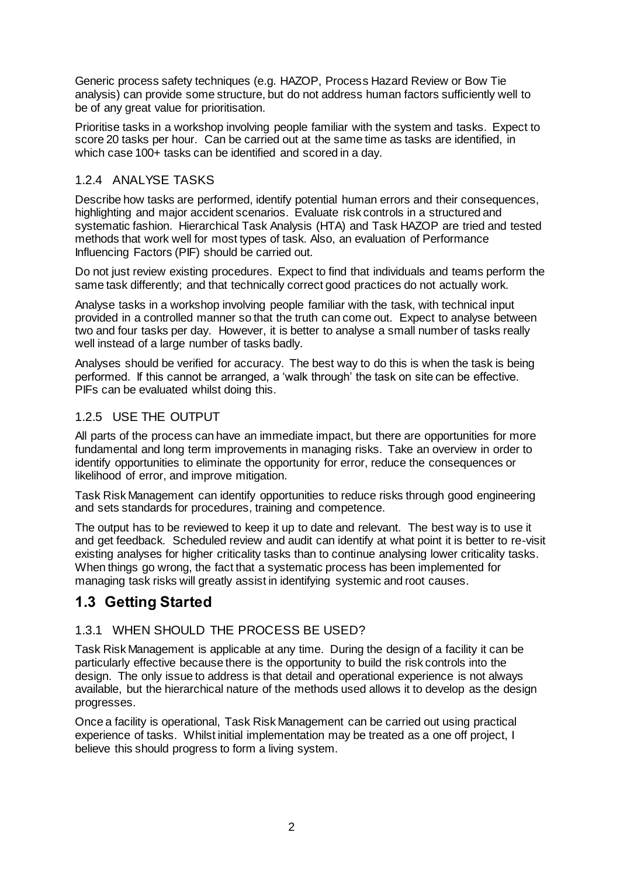Generic process safety techniques (e.g. HAZOP, Process Hazard Review or Bow Tie analysis) can provide some structure, but do not address human factors sufficiently well to be of any great value for prioritisation.

Prioritise tasks in a workshop involving people familiar with the system and tasks. Expect to score 20 tasks per hour. Can be carried out at the same time as tasks are identified, in which case 100+ tasks can be identified and scored in a day.

### 1.2.4 ANALYSE TASKS

Describe how tasks are performed, identify potential human errors and their consequences, highlighting and major accident scenarios. Evaluate risk controls in a structured and systematic fashion. Hierarchical Task Analysis (HTA) and Task HAZOP are tried and tested methods that work well for most types of task. Also, an evaluation of Performance Influencing Factors (PIF) should be carried out.

Do not just review existing procedures. Expect to find that individuals and teams perform the same task differently; and that technically correct good practices do not actually work.

Analyse tasks in a workshop involving people familiar with the task, with technical input provided in a controlled manner so that the truth can come out. Expect to analyse between two and four tasks per day. However, it is better to analyse a small number of tasks really well instead of a large number of tasks badly.

Analyses should be verified for accuracy. The best way to do this is when the task is being performed. If this cannot be arranged, a 'walk through' the task on site can be effective. PIFs can be evaluated whilst doing this.

### 1.2.5 USE THE OUTPUT

All parts of the process can have an immediate impact, but there are opportunities for more fundamental and long term improvements in managing risks. Take an overview in order to identify opportunities to eliminate the opportunity for error, reduce the consequences or likelihood of error, and improve mitigation.

Task Risk Management can identify opportunities to reduce risks through good engineering and sets standards for procedures, training and competence.

The output has to be reviewed to keep it up to date and relevant. The best way is to use it and get feedback. Scheduled review and audit can identify at what point it is better to re-visit existing analyses for higher criticality tasks than to continue analysing lower criticality tasks. When things go wrong, the fact that a systematic process has been implemented for managing task risks will greatly assist in identifying systemic and root causes.

## 1.3 Getting Started

### 1.3.1 WHEN SHOULD THE PROCESS BE USED?

Task Risk Management is applicable at any time. During the design of a facility it can be particularly effective because there is the opportunity to build the risk controls into the design. The only issue to address is that detail and operational experience is not always available, but the hierarchical nature of the methods used allows it to develop as the design progresses.

Once a facility is operational, Task Risk Management can be carried out using practical experience of tasks. Whilst initial implementation may be treated as a one off project, I believe this should progress to form a living system.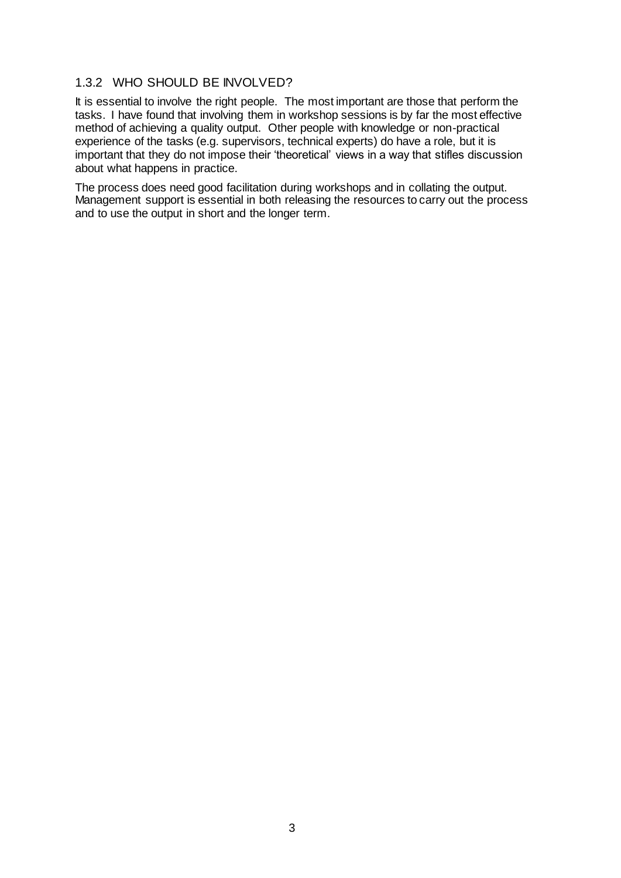### 1.3.2 WHO SHOULD BE INVOLVED?

It is essential to involve the right people. The most important are those that perform the tasks. I have found that involving them in workshop sessions is by far the most effective method of achieving a quality output. Other people with knowledge or non-practical experience of the tasks (e.g. supervisors, technical experts) do have a role, but it is important that they do not impose their 'theoretical' views in a way that stifles discussion about what happens in practice.

The process does need good facilitation during workshops and in collating the output. Management support is essential in both releasing the resources to carry out the process and to use the output in short and the longer term.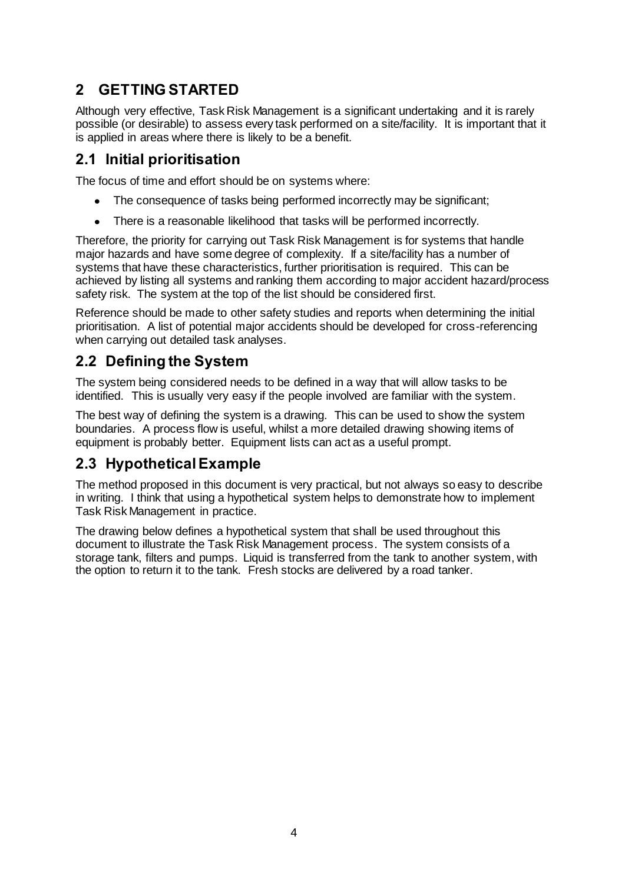# 2 GETTING STARTED

Although very effective, Task Risk Management is a significant undertaking and it is rarely possible (or desirable) to assess every task performed on a site/facility. It is important that it is applied in areas where there is likely to be a benefit.

## 2.1 Initial prioritisation

The focus of time and effort should be on systems where:

- The consequence of tasks being performed incorrectly may be significant;
- There is a reasonable likelihood that tasks will be performed incorrectly.

Therefore, the priority for carrying out Task Risk Management is for systems that handle major hazards and have some degree of complexity. If a site/facility has a number of systems that have these characteristics, further prioritisation is required. This can be achieved by listing all systems and ranking them according to major accident hazard/process safety risk. The system at the top of the list should be considered first.

Reference should be made to other safety studies and reports when determining the initial prioritisation. A list of potential major accidents should be developed for cross-referencing when carrying out detailed task analyses.

## 2.2 Defining the System

The system being considered needs to be defined in a way that will allow tasks to be identified. This is usually very easy if the people involved are familiar with the system.

The best way of defining the system is a drawing. This can be used to show the system boundaries. A process flow is useful, whilst a more detailed drawing showing items of equipment is probably better. Equipment lists can act as a useful prompt.

## 2.3 Hypothetical Example

The method proposed in this document is very practical, but not always so easy to describe in writing. I think that using a hypothetical system helps to demonstrate how to implement Task Risk Management in practice.

The drawing below defines a hypothetical system that shall be used throughout this document to illustrate the Task Risk Management process. The system consists of a storage tank, filters and pumps. Liquid is transferred from the tank to another system, with the option to return it to the tank. Fresh stocks are delivered by a road tanker.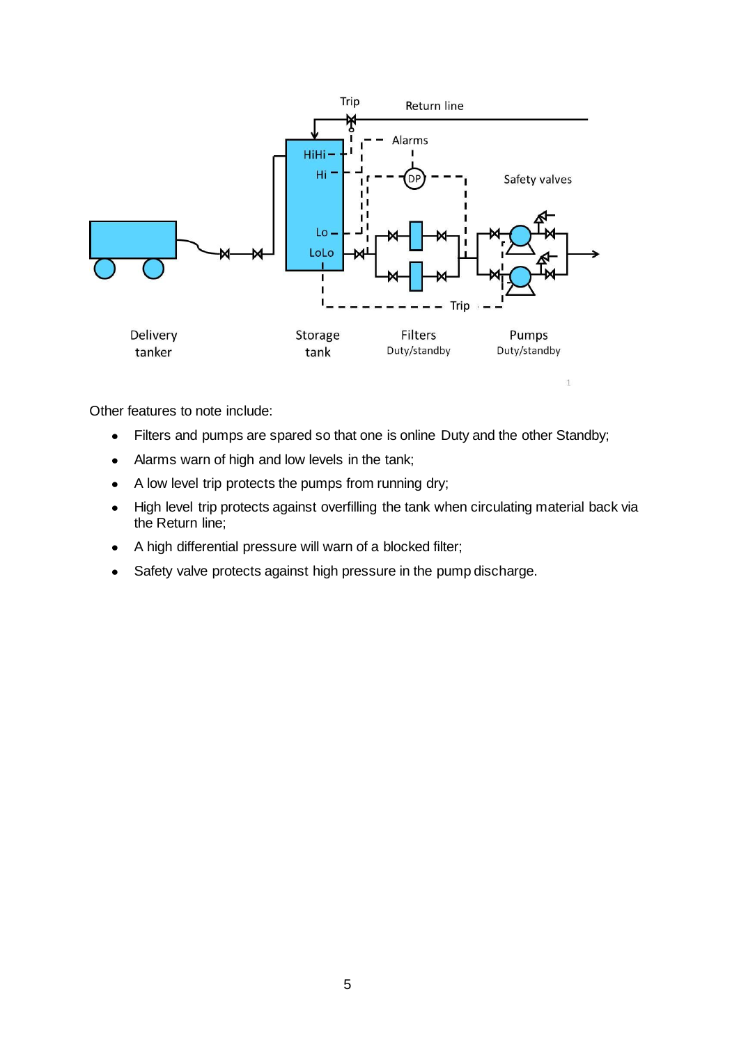Other features to note include:

- Filters and pumps are spared so that one is online Duty and the other Standby;
- Alarms warn of high and low levels in the tank;
- A low level trip protects the pumps from running dry;
- High level trip protects against overfilling the tank when circulating material back via the Return line;
- A high differential pressure will warn of a blocked filter;
- Safety valve protects against high pressure in the pump discharge.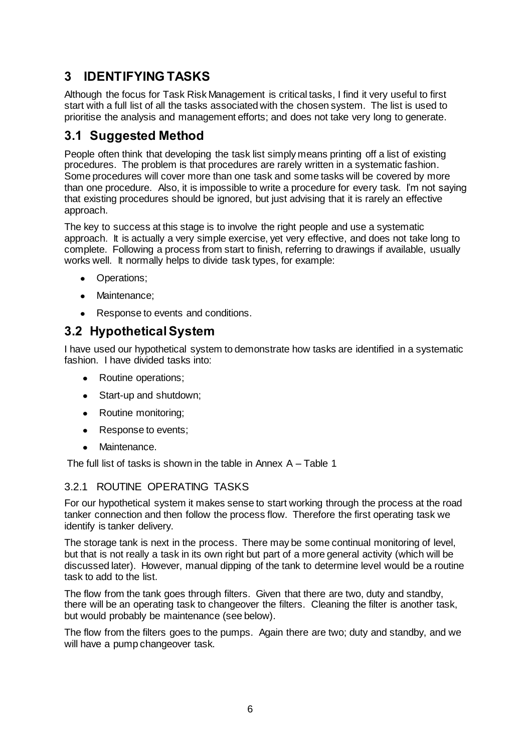# 3 IDENTIFYING TASKS

Although the focus for Task Risk Management is critical tasks, I find it very useful to first start with a full list of all the tasks associated with the chosen system. The list is used to prioritise the analysis and management efforts; and does not take very long to generate.

## 3.1 Suggested Method

People often think that developing the task list simply means printing off a list of existing procedures. The problem is that procedures are rarely written in a systematic fashion. Some procedures will cover more than one task and some tasks will be covered by more than one procedure. Also, it is impossible to write a procedure for every task. I'm not saying that existing procedures should be ignored, but just advising that it is rarely an effective approach.

The key to success at this stage is to involve the right people and use a systematic approach. It is actually a very simple exercise, yet very effective, and does not take long to complete. Following a process from start to finish, referring to drawings if available, usually works well. It normally helps to divide task types, for example:

- Operations;
- Maintenance;
- Response to events and conditions.

## 3.2 Hypothetical System

I have used our hypothetical system to demonstrate how tasks are identified in a systematic fashion. I have divided tasks into:

- Routine operations;
- Start-up and shutdown;
- Routine monitoring;
- Response to events;
- Maintenance.

The full list of tasks is shown in the table in Annex A – Table 1

### 3.2.1 ROUTINE OPERATING TASKS

For our hypothetical system it makes sense to start working through the process at the road tanker connection and then follow the process flow. Therefore the first operating task we identify is tanker delivery.

The storage tank is next in the process. There may be some continual monitoring of level, but that is not really a task in its own right but part of a more general activity (which will be discussed later). However, manual dipping of the tank to determine level would be a routine task to add to the list.

The flow from the tank goes through filters. Given that there are two, duty and standby, there will be an operating task to changeover the filters. Cleaning the filter is another task, but would probably be maintenance (see below).

The flow from the filters goes to the pumps. Again there are two; duty and standby, and we will have a pump changeover task.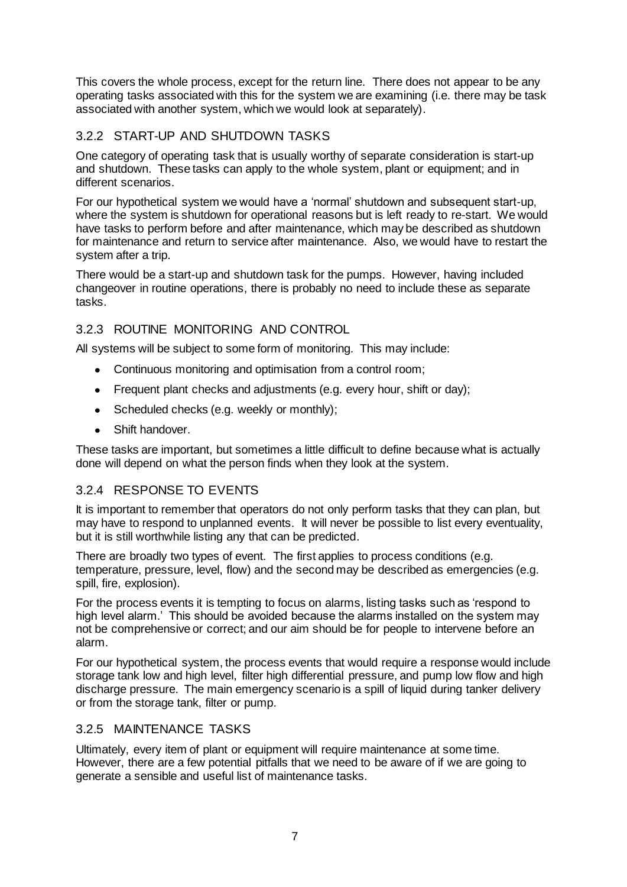This covers the whole process, except for the return line. There does not appear to be any operating tasks associated with this for the system we are examining (i.e. there may be task associated with another system, which we would look at separately).

### 3.2.2 START-UP AND SHUTDOWN TASKS

One category of operating task that is usually worthy of separate consideration is start-up and shutdown. These tasks can apply to the whole system, plant or equipment; and in different scenarios.

For our hypothetical system we would have a 'normal' shutdown and subsequent start-up, where the system is shutdown for operational reasons but is left ready to re-start. We would have tasks to perform before and after maintenance, which may be described as shutdown for maintenance and return to service after maintenance. Also, we would have to restart the system after a trip.

There would be a start-up and shutdown task for the pumps. However, having included changeover in routine operations, there is probably no need to include these as separate tasks.

### 3.2.3 ROUTINE MONITORING AND CONTROL

All systems will be subject to some form of monitoring. This may include:

- Continuous monitoring and optimisation from a control room;
- Frequent plant checks and adjustments (e.g. every hour, shift or day);
- Scheduled checks (e.g. weekly or monthly);
- Shift handover.

These tasks are important, but sometimes a little difficult to define because what is actually done will depend on what the person finds when they look at the system.

### 3.2.4 RESPONSE TO EVENTS

It is important to remember that operators do not only perform tasks that they can plan, but may have to respond to unplanned events. It will never be possible to list every eventuality, but it is still worthwhile listing any that can be predicted.

There are broadly two types of event. The first applies to process conditions (e.g. temperature, pressure, level, flow) and the second may be described as emergencies (e.g. spill, fire, explosion).

For the process events it is tempting to focus on alarms, listing tasks such as 'respond to high level alarm.' This should be avoided because the alarms installed on the system may not be comprehensive or correct; and our aim should be for people to intervene before an alarm.

For our hypothetical system, the process events that would require a response would include storage tank low and high level, filter high differential pressure, and pump low flow and high discharge pressure. The main emergency scenario is a spill of liquid during tanker delivery or from the storage tank, filter or pump.

### 3.2.5 MAINTENANCE TASKS

Ultimately, every item of plant or equipment will require maintenance at some time. However, there are a few potential pitfalls that we need to be aware of if we are going to generate a sensible and useful list of maintenance tasks.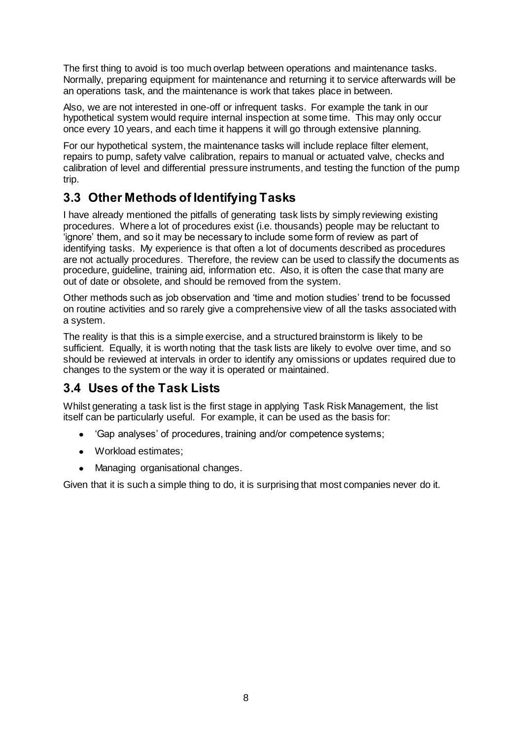The first thing to avoid is too much overlap between operations and maintenance tasks. Normally, preparing equipment for maintenance and returning it to service afterwards will be an operations task, and the maintenance is work that takes place in between.

Also, we are not interested in one-off or infrequent tasks. For example the tank in our hypothetical system would require internal inspection at some time. This may only occur once every 10 years, and each time it happens it will go through extensive planning.

For our hypothetical system, the maintenance tasks will include replace filter element, repairs to pump, safety valve calibration, repairs to manual or actuated valve, checks and calibration of level and differential pressure instruments, and testing the function of the pump trip.

## 3.3 Other Methods of Identifying Tasks

I have already mentioned the pitfalls of generating task lists by simply reviewing existing procedures. Where a lot of procedures exist (i.e. thousands) people may be reluctant to 'ignore' them, and so it may be necessary to include some form of review as part of identifying tasks. My experience is that often a lot of documents described as procedures are not actually procedures. Therefore, the review can be used to classify the documents as procedure, guideline, training aid, information etc. Also, it is often the case that many are out of date or obsolete, and should be removed from the system.

Other methods such as job observation and 'time and motion studies' trend to be focussed on routine activities and so rarely give a comprehensive view of all the tasks associated with a system.

The reality is that this is a simple exercise, and a structured brainstorm is likely to be sufficient. Equally, it is worth noting that the task lists are likely to evolve over time, and so should be reviewed at intervals in order to identify any omissions or updates required due to changes to the system or the way it is operated or maintained.

## 3.4 Uses of the Task Lists

Whilst generating a task list is the first stage in applying Task Risk Management, the list itself can be particularly useful. For example, it can be used as the basis for:

- 'Gap analyses' of procedures, training and/or competence systems;
- Workload estimates;
- Managing organisational changes.

Given that it is such a simple thing to do, it is surprising that most companies never do it.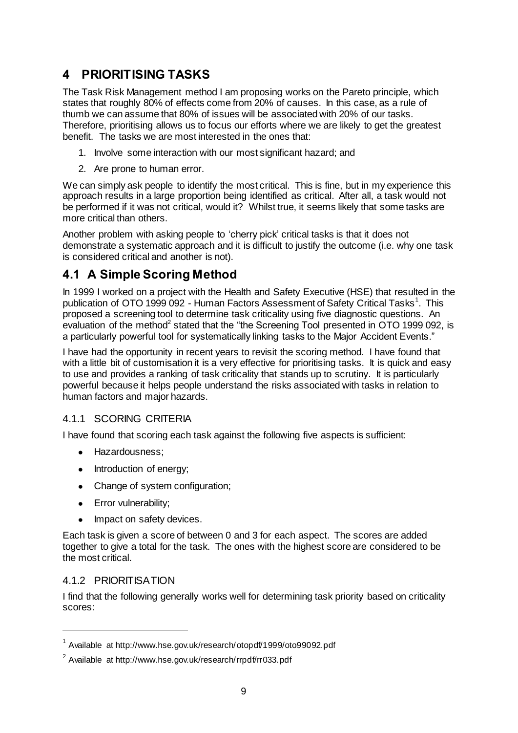# 4 PRIORITISING TASKS

The Task Risk Management method I am proposing works on the Pareto principle, which states that roughly 80% of effects come from 20% of causes. In this case, as a rule of thumb we can assume that 80% of issues will be associated with 20% of our tasks. Therefore, prioritising allows us to focus our efforts where we are likely to get the greatest benefit. The tasks we are most interested in the ones that:

1. Involve some interaction with our most significant hazard; and
2. Are prone to human error.

We can simply ask people to identify the most critical. This is fine, but in my experience this approach results in a large proportion being identified as critical. After all, a task would not be performed if it was not critical, would it? Whilst true, it seems likely that some tasks are more critical than others.

Another problem with asking people to 'cherry pick' critical tasks is that it does not demonstrate a systematic approach and it is difficult to justify the outcome (i.e. why one task is considered critical and another is not).

## 4.1 A Simple Scoring Method

In 1999 I worked on a project with the Health and Safety Executive (HSE) that resulted in the publication of OTO 1999 092 - Human Factors Assessment of Safety Critical Tasks[1]. This proposed a screening tool to determine task criticality using five diagnostic questions. An evaluation of the method[2] stated that the "the Screening Tool presented in OTO 1999 092, is a particularly powerful tool for systematically linking tasks to the Major Accident Events."

I have had the opportunity in recent years to revisit the scoring method. I have found that with a little bit of customisation it is a very effective for prioritising tasks. It is quick and easy to use and provides a ranking of task criticality that stands up to scrutiny. It is particularly powerful because it helps people understand the risks associated with tasks in relation to human factors and major hazards.

### 4.1.1 SCORING CRITERIA

I have found that scoring each task against the following five aspects is sufficient:

- Hazardousness;
- Introduction of energy;
- Change of system configuration;
- Error vulnerability;
- Impact on safety devices.

Each task is given a score of between 0 and 3 for each aspect. The scores are added together to give a total for the task. The ones with the highest score are considered to be the most critical.

### 4.1.2 PRIORITISATION

I find that the following generally works well for determining task priority based on criticality scores:

[1] Available at http://www.hse.gov.uk/research/otopdf/1999/oto99092.pdf

[2] Available at http://www.hse.gov.uk/research/rrpdf/rr033.pdf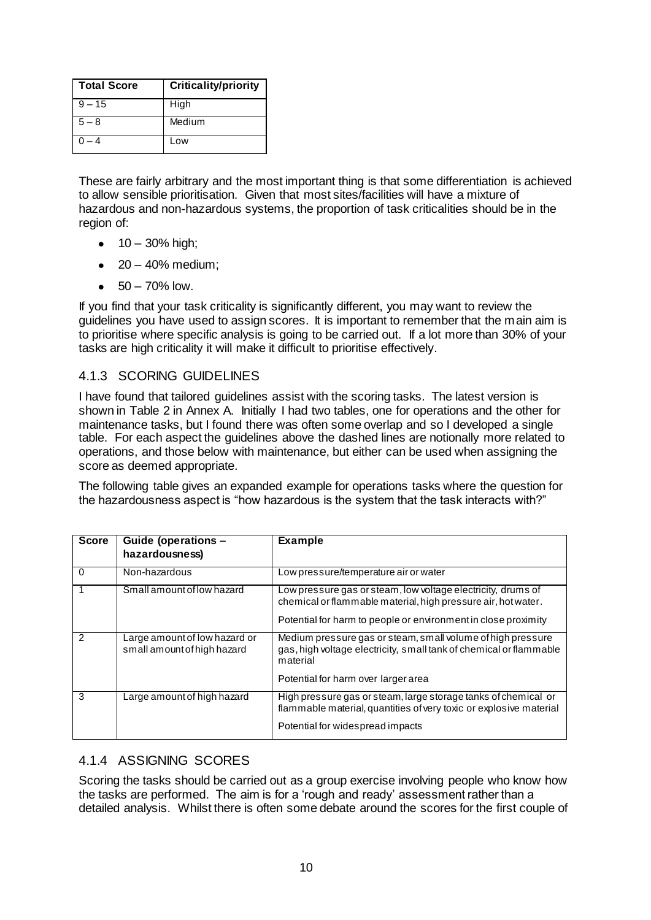| Total Score | Criticality/priority |
|---|---|
| 9 – 15 | High |
| 5 – 8 | Medium |
| 0 – 4 | Low |

These are fairly arbitrary and the most important thing is that some differentiation is achieved to allow sensible prioritisation. Given that most sites/facilities will have a mixture of hazardous and non-hazardous systems, the proportion of task criticalities should be in the region of:

- 10 – 30% high;
- 20 – 40% medium;
- 50 – 70% low.

If you find that your task criticality is significantly different, you may want to review the guidelines you have used to assign scores. It is important to remember that the main aim is to prioritise where specific analysis is going to be carried out. If a lot more than 30% of your tasks are high criticality it will make it difficult to prioritise effectively.

### 4.1.3 SCORING GUIDELINES

I have found that tailored guidelines assist with the scoring tasks. The latest version is shown in Table 2 in Annex A. Initially I had two tables, one for operations and the other for maintenance tasks, but I found there was often some overlap and so I developed a single table. For each aspect the guidelines above the dashed lines are notionally more related to operations, and those below with maintenance, but either can be used when assigning the score as deemed appropriate.

The following table gives an expanded example for operations tasks where the question for the hazardousness aspect is "how hazardous is the system that the task interacts with?"

| Score | Guide (operations – hazardousness) | Example |
|---|---|---|
| 0 | Non-hazardous | Low pressure/temperature air or water |
| 1 | Small amount of low hazard | Low pressure gas or steam, low voltage electricity, drums of chemical or flammable material, high pressure air, hot water.<br><br>Potential for harm to people or environment in close proximity |
| 2 | Large amount of low hazard or small amount of high hazard | Medium pressure gas or steam, small volume of high pressure gas, high voltage electricity, small tank of chemical or flammable material<br><br>Potential for harm over larger area |
| 3 | Large amount of high hazard | High pressure gas or steam, large storage tanks of chemical or flammable material, quantities of very toxic or explosive material<br><br>Potential for widespread impacts |

### 4.1.4 ASSIGNING SCORES

Scoring the tasks should be carried out as a group exercise involving people who know how the tasks are performed. The aim is for a 'rough and ready' assessment rather than a detailed analysis. Whilst there is often some debate around the scores for the first couple of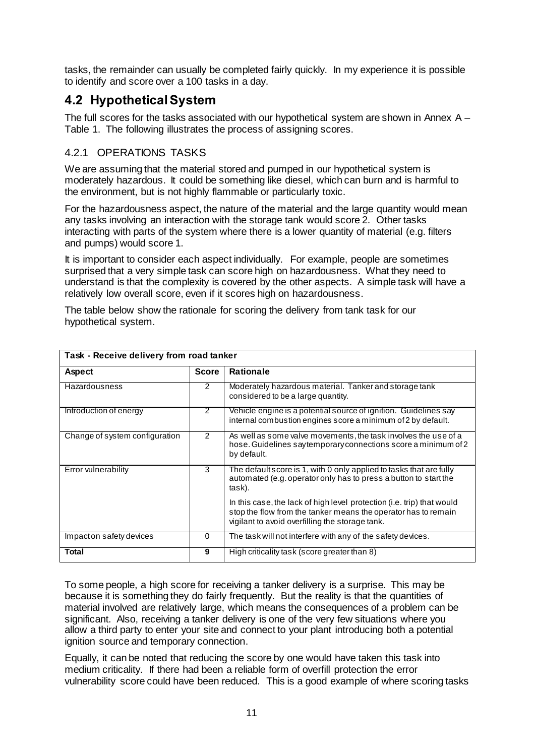tasks, the remainder can usually be completed fairly quickly. In my experience it is possible to identify and score over a 100 tasks in a day.

## 4.2 Hypothetical System

The full scores for the tasks associated with our hypothetical system are shown in Annex A – Table 1. The following illustrates the process of assigning scores.

### 4.2.1 OPERATIONS TASKS

We are assuming that the material stored and pumped in our hypothetical system is moderately hazardous. It could be something like diesel, which can burn and is harmful to the environment, but is not highly flammable or particularly toxic.

For the hazardousness aspect, the nature of the material and the large quantity would mean any tasks involving an interaction with the storage tank would score 2. Other tasks interacting with parts of the system where there is a lower quantity of material (e.g. filters and pumps) would score 1.

It is important to consider each aspect individually. For example, people are sometimes surprised that a very simple task can score high on hazardousness. What they need to understand is that the complexity is covered by the other aspects. A simple task will have a relatively low overall score, even if it scores high on hazardousness.

The table below show the rationale for scoring the delivery from tank task for our hypothetical system.

| Task - Receive delivery from road tanker | | |
|---|---|---|
| **Aspect** | **Score** | **Rationale** |
| Hazardousness | 2 | Moderately hazardous material. Tanker and storage tank considered to be a large quantity. |
| Introduction of energy | 2 | Vehicle engine is a potential source of ignition. Guidelines say internal combustion engines score a minimum of 2 by default. |
| Change of system configuration | 2 | As well as some valve movements, the task involves the use of a hose. Guidelines say temporary connections score a minimum of 2 by default. |
| Error vulnerability | 3 | The default score is 1, with 0 only applied to tasks that are fully automated (e.g. operator only has to press a button to start the task).<br><br>In this case, the lack of high level protection (i.e. trip) that would stop the flow from the tanker means the operator has to remain vigilant to avoid overfilling the storage tank. |
| Impact on safety devices | 0 | The task will not interfere with any of the safety devices. |
| **Total** | **9** | High criticality task (score greater than 8) |

To some people, a high score for receiving a tanker delivery is a surprise. This may be because it is something they do fairly frequently. But the reality is that the quantities of material involved are relatively large, which means the consequences of a problem can be significant. Also, receiving a tanker delivery is one of the very few situations where you allow a third party to enter your site and connect to your plant introducing both a potential ignition source and temporary connection.

Equally, it can be noted that reducing the score by one would have taken this task into medium criticality. If there had been a reliable form of overfill protection the error vulnerability score could have been reduced. This is a good example of where scoring tasks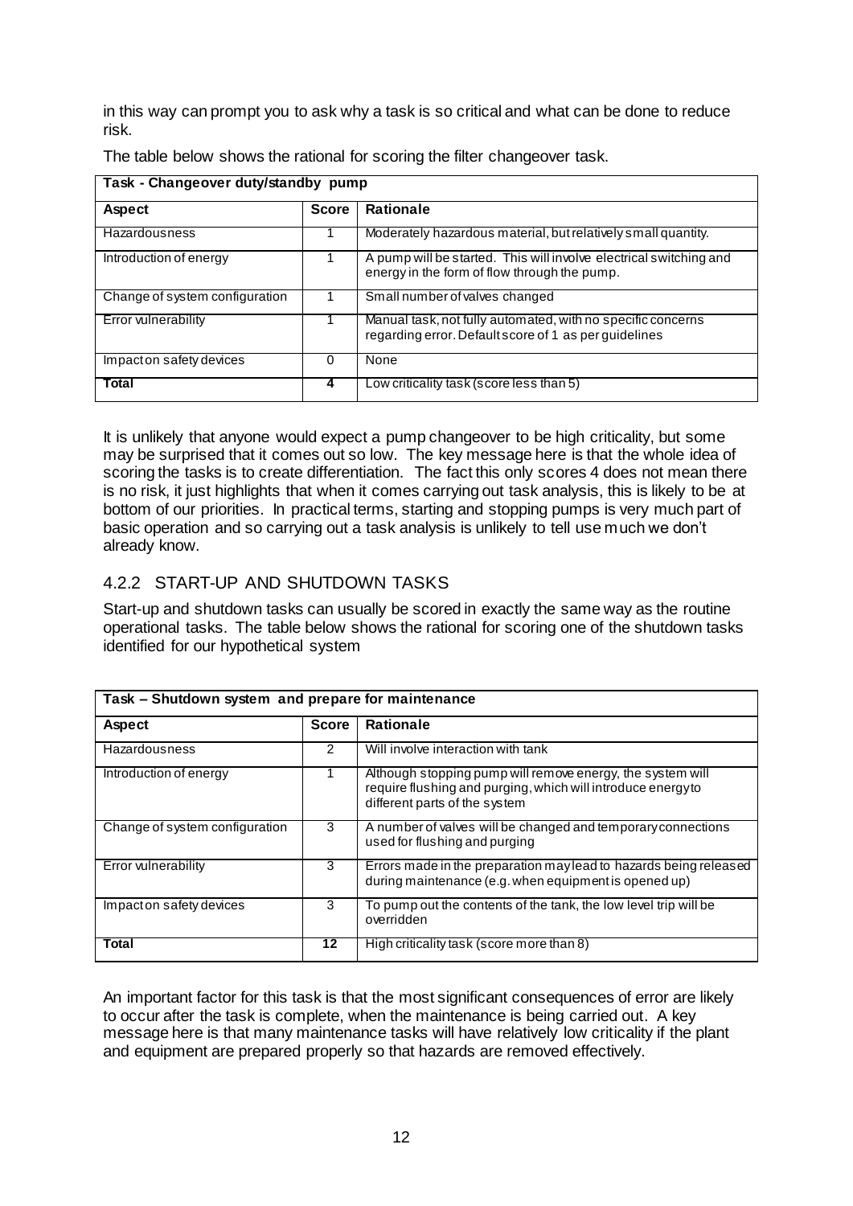in this way can prompt you to ask why a task is so critical and what can be done to reduce risk.

The table below shows the rational for scoring the filter changeover task.

| Task - Changeover duty/standby pump | | |
|---|---|---|
| **Aspect** | **Score** | **Rationale** |
| Hazardousness | 1 | Moderately hazardous material, but relatively small quantity. |
| Introduction of energy | 1 | A pump will be started. This will involve electrical switching and energy in the form of flow through the pump. |
| Change of system configuration | 1 | Small number of valves changed |
| Error vulnerability | 1 | Manual task, not fully automated, with no specific concerns regarding error. Default score of 1 as per guidelines |
| Impact on safety devices | 0 | None |
| **Total** | **4** | Low criticality task (score less than 5) |

It is unlikely that anyone would expect a pump changeover to be high criticality, but some may be surprised that it comes out so low. The key message here is that the whole idea of scoring the tasks is to create differentiation. The fact this only scores 4 does not mean there is no risk, it just highlights that when it comes carrying out task analysis, this is likely to be at bottom of our priorities. In practical terms, starting and stopping pumps is very much part of basic operation and so carrying out a task analysis is unlikely to tell use much we don't already know.

### 4.2.2 START-UP AND SHUTDOWN TASKS

Start-up and shutdown tasks can usually be scored in exactly the same way as the routine operational tasks. The table below shows the rational for scoring one of the shutdown tasks identified for our hypothetical system

| Task – Shutdown system and prepare for maintenance | | |
|---|---|---|
| **Aspect** | **Score** | **Rationale** |
| Hazardousness | 2 | Will involve interaction with tank |
| Introduction of energy | 1 | Although stopping pump will remove energy, the system will require flushing and purging, which will introduce energy to different parts of the system |
| Change of system configuration | 3 | A number of valves will be changed and temporary connections used for flushing and purging |
| Error vulnerability | 3 | Errors made in the preparation may lead to hazards being released during maintenance (e.g. when equipment is opened up) |
| Impact on safety devices | 3 | To pump out the contents of the tank, the low level trip will be overridden |
| **Total** | **12** | High criticality task (score more than 8) |

An important factor for this task is that the most significant consequences of error are likely to occur after the task is complete, when the maintenance is being carried out. A key message here is that many maintenance tasks will have relatively low criticality if the plant and equipment are prepared properly so that hazards are removed effectively.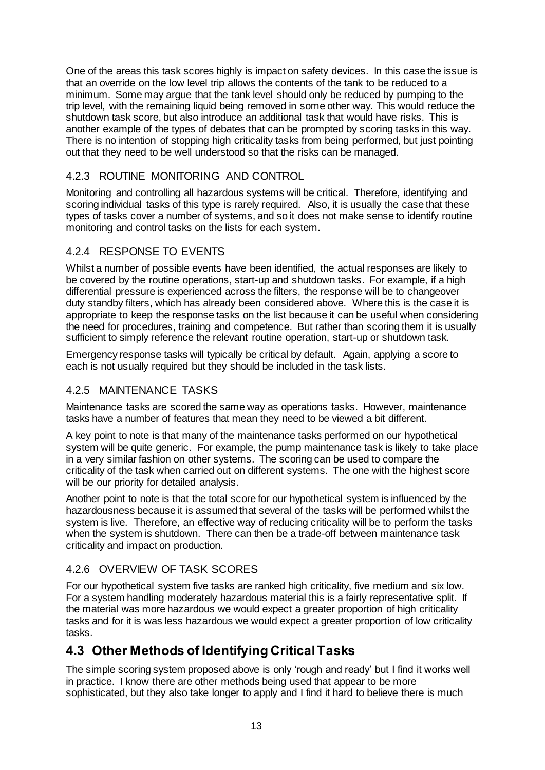One of the areas this task scores highly is impact on safety devices. In this case the issue is that an override on the low level trip allows the contents of the tank to be reduced to a minimum. Some may argue that the tank level should only be reduced by pumping to the trip level, with the remaining liquid being removed in some other way. This would reduce the shutdown task score, but also introduce an additional task that would have risks. This is another example of the types of debates that can be prompted by scoring tasks in this way. There is no intention of stopping high criticality tasks from being performed, but just pointing out that they need to be well understood so that the risks can be managed.

### 4.2.3 ROUTINE MONITORING AND CONTROL

Monitoring and controlling all hazardous systems will be critical. Therefore, identifying and scoring individual tasks of this type is rarely required. Also, it is usually the case that these types of tasks cover a number of systems, and so it does not make sense to identify routine monitoring and control tasks on the lists for each system.

### 4.2.4 RESPONSE TO EVENTS

Whilst a number of possible events have been identified, the actual responses are likely to be covered by the routine operations, start-up and shutdown tasks. For example, if a high differential pressure is experienced across the filters, the response will be to changeover duty standby filters, which has already been considered above. Where this is the case it is appropriate to keep the response tasks on the list because it can be useful when considering the need for procedures, training and competence. But rather than scoring them it is usually sufficient to simply reference the relevant routine operation, start-up or shutdown task.

Emergency response tasks will typically be critical by default. Again, applying a score to each is not usually required but they should be included in the task lists.

### 4.2.5 MAINTENANCE TASKS

Maintenance tasks are scored the same way as operations tasks. However, maintenance tasks have a number of features that mean they need to be viewed a bit different.

A key point to note is that many of the maintenance tasks performed on our hypothetical system will be quite generic. For example, the pump maintenance task is likely to take place in a very similar fashion on other systems. The scoring can be used to compare the criticality of the task when carried out on different systems. The one with the highest score will be our priority for detailed analysis.

Another point to note is that the total score for our hypothetical system is influenced by the hazardousness because it is assumed that several of the tasks will be performed whilst the system is live. Therefore, an effective way of reducing criticality will be to perform the tasks when the system is shutdown. There can then be a trade-off between maintenance task criticality and impact on production.

### 4.2.6 OVERVIEW OF TASK SCORES

For our hypothetical system five tasks are ranked high criticality, five medium and six low. For a system handling moderately hazardous material this is a fairly representative split. If the material was more hazardous we would expect a greater proportion of high criticality tasks and for it is was less hazardous we would expect a greater proportion of low criticality tasks.

## 4.3 Other Methods of Identifying Critical Tasks

The simple scoring system proposed above is only 'rough and ready' but I find it works well in practice. I know there are other methods being used that appear to be more sophisticated, but they also take longer to apply and I find it hard to believe there is much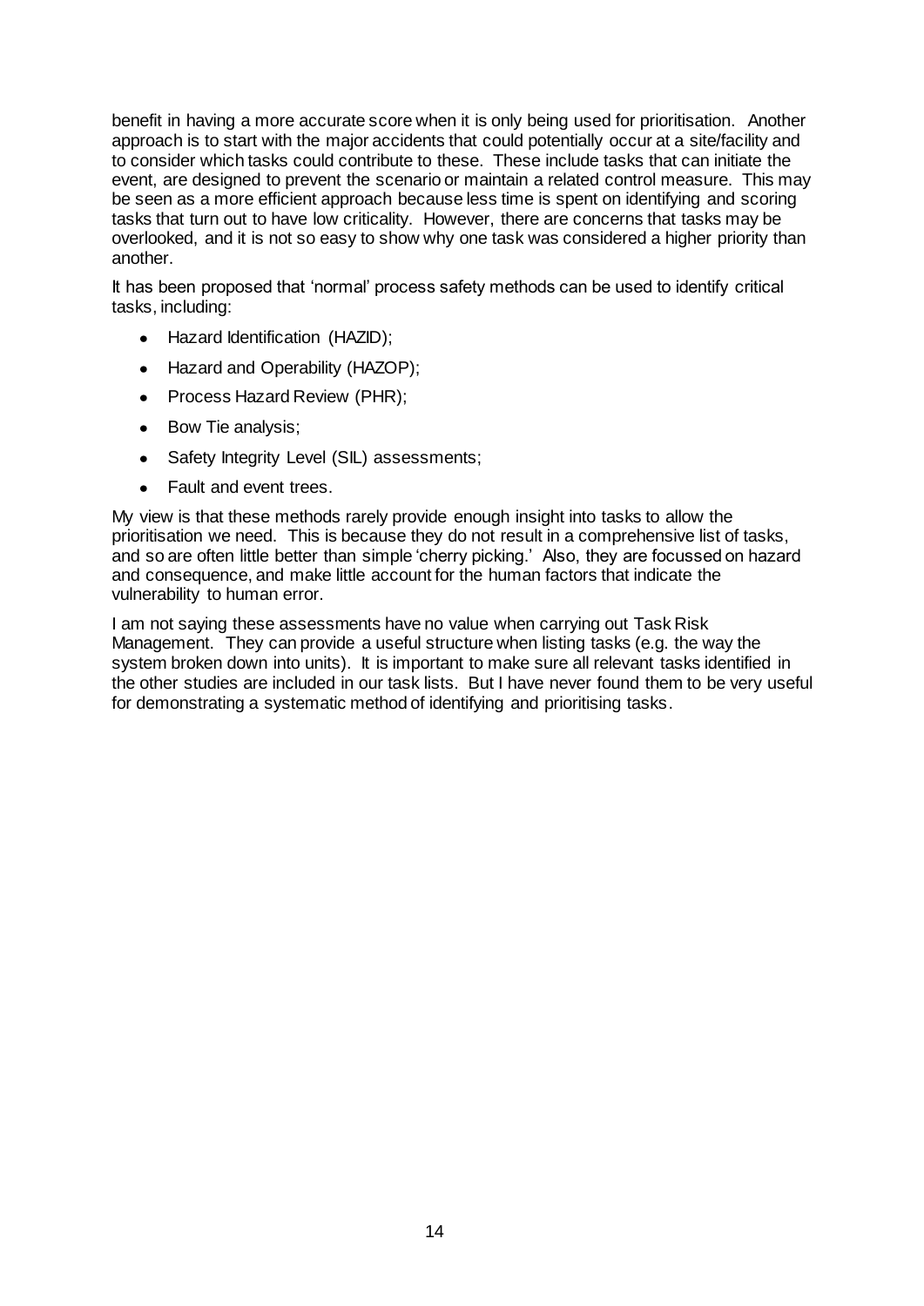benefit in having a more accurate score when it is only being used for prioritisation. Another approach is to start with the major accidents that could potentially occur at a site/facility and to consider which tasks could contribute to these. These include tasks that can initiate the event, are designed to prevent the scenario or maintain a related control measure. This may be seen as a more efficient approach because less time is spent on identifying and scoring tasks that turn out to have low criticality. However, there are concerns that tasks may be overlooked, and it is not so easy to show why one task was considered a higher priority than another.

It has been proposed that 'normal' process safety methods can be used to identify critical tasks, including:

- Hazard Identification (HAZID);
- Hazard and Operability (HAZOP);
- Process Hazard Review (PHR);
- Bow Tie analysis;
- Safety Integrity Level (SIL) assessments;
- Fault and event trees.

My view is that these methods rarely provide enough insight into tasks to allow the prioritisation we need. This is because they do not result in a comprehensive list of tasks, and so are often little better than simple 'cherry picking.' Also, they are focussed on hazard and consequence, and make little account for the human factors that indicate the vulnerability to human error.

I am not saying these assessments have no value when carrying out Task Risk Management. They can provide a useful structure when listing tasks (e.g. the way the system broken down into units). It is important to make sure all relevant tasks identified in the other studies are included in our task lists. But I have never found them to be very useful for demonstrating a systematic method of identifying and prioritising tasks.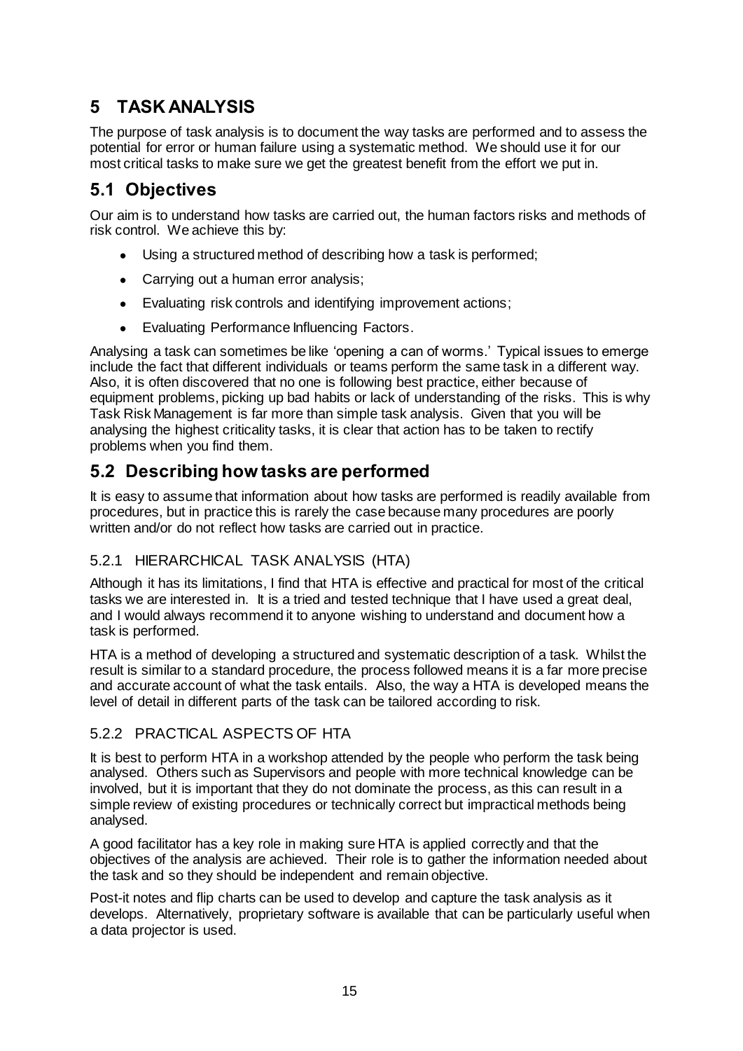# 5 TASK ANALYSIS

The purpose of task analysis is to document the way tasks are performed and to assess the potential for error or human failure using a systematic method. We should use it for our most critical tasks to make sure we get the greatest benefit from the effort we put in.

## 5.1 Objectives

Our aim is to understand how tasks are carried out, the human factors risks and methods of risk control. We achieve this by:

- Using a structured method of describing how a task is performed;
- Carrying out a human error analysis;
- Evaluating risk controls and identifying improvement actions;
- Evaluating Performance Influencing Factors.

Analysing a task can sometimes be like 'opening a can of worms.' Typical issues to emerge include the fact that different individuals or teams perform the same task in a different way. Also, it is often discovered that no one is following best practice, either because of equipment problems, picking up bad habits or lack of understanding of the risks. This is why Task Risk Management is far more than simple task analysis. Given that you will be analysing the highest criticality tasks, it is clear that action has to be taken to rectify problems when you find them.

## 5.2 Describing how tasks are performed

It is easy to assume that information about how tasks are performed is readily available from procedures, but in practice this is rarely the case because many procedures are poorly written and/or do not reflect how tasks are carried out in practice.

### 5.2.1 HIERARCHICAL TASK ANALYSIS (HTA)

Although it has its limitations, I find that HTA is effective and practical for most of the critical tasks we are interested in. It is a tried and tested technique that I have used a great deal, and I would always recommend it to anyone wishing to understand and document how a task is performed.

HTA is a method of developing a structured and systematic description of a task. Whilst the result is similar to a standard procedure, the process followed means it is a far more precise and accurate account of what the task entails. Also, the way a HTA is developed means the level of detail in different parts of the task can be tailored according to risk.

### 5.2.2 PRACTICAL ASPECTS OF HTA

It is best to perform HTA in a workshop attended by the people who perform the task being analysed. Others such as Supervisors and people with more technical knowledge can be involved, but it is important that they do not dominate the process, as this can result in a simple review of existing procedures or technically correct but impractical methods being analysed.

A good facilitator has a key role in making sure HTA is applied correctly and that the objectives of the analysis are achieved. Their role is to gather the information needed about the task and so they should be independent and remain objective.

Post-it notes and flip charts can be used to develop and capture the task analysis as it develops. Alternatively, proprietary software is available that can be particularly useful when a data projector is used.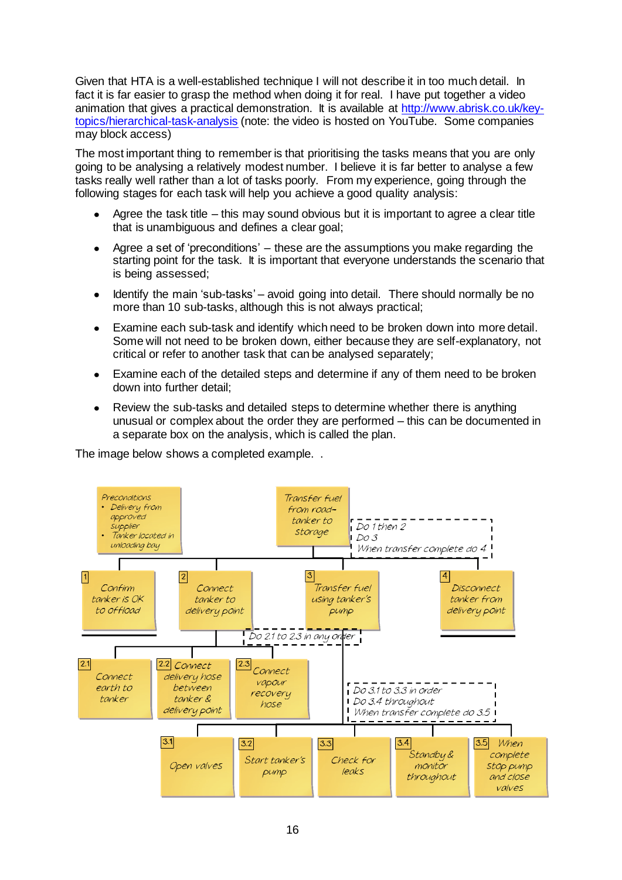Given that HTA is a well-established technique I will not describe it in too much detail. In fact it is far easier to grasp the method when doing it for real. I have put together a video animation that gives a practical demonstration. It is available at [http://www.abrisk.co.uk/key-topics/hierarchical-task-analysis](http://www.abrisk.co.uk/key-topics/hierarchical-task-analysis) (note: the video is hosted on YouTube. Some companies may block access)

The most important thing to remember is that prioritising the tasks means that you are only going to be analysing a relatively modest number. I believe it is far better to analyse a few tasks really well rather than a lot of tasks poorly. From my experience, going through the following stages for each task will help you achieve a good quality analysis:

- Agree the task title – this may sound obvious but it is important to agree a clear title that is unambiguous and defines a clear goal;
- Agree a set of 'preconditions' – these are the assumptions you make regarding the starting point for the task. It is important that everyone understands the scenario that is being assessed;
- Identify the main 'sub-tasks' – avoid going into detail. There should normally be no more than 10 sub-tasks, although this is not always practical;
- Examine each sub-task and identify which need to be broken down into more detail. Some will not need to be broken down, either because they are self-explanatory, not critical or refer to another task that can be analysed separately;
- Examine each of the detailed steps and determine if any of them need to be broken down into further detail;
- Review the sub-tasks and detailed steps to determine whether there is anything unusual or complex about the order they are performed – this can be documented in a separate box on the analysis, which is called the plan.

The image below shows a completed example. .

**Preconditions**
- Delivery from approved supplier
- Tanker located in unloading bay

**Transfer fuel from road-tanker to storage**

Plan: Do 1 then 2. Do 3. When transfer complete do 4

- 1 Confirm tanker is OK to offload
- 2 Connect tanker to delivery point
  - Plan: Do 2.1 to 2.3 in any order
  - 2.1 Connect earth to tanker
  - 2.2 Connect delivery hose between tanker & delivery point
  - 2.3 Connect vapour recovery hose
- 3 Transfer fuel using tanker's pump
  - Plan: Do 3.1 to 3.3 in order. Do 3.4 throughout. When transfer complete do 3.5
  - 3.1 Open valves
  - 3.2 Start tanker's pump
  - 3.3 Check for leaks
  - 3.4 Standby & monitor throughout
  - 3.5 When complete stop pump and close valves
- 4 Disconnect tanker from delivery point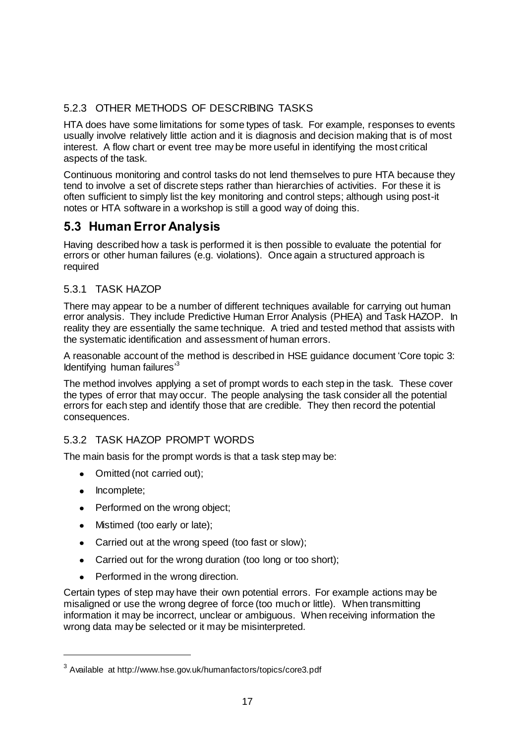### 5.2.3 OTHER METHODS OF DESCRIBING TASKS

HTA does have some limitations for some types of task. For example, responses to events usually involve relatively little action and it is diagnosis and decision making that is of most interest. A flow chart or event tree may be more useful in identifying the most critical aspects of the task.

Continuous monitoring and control tasks do not lend themselves to pure HTA because they tend to involve a set of discrete steps rather than hierarchies of activities. For these it is often sufficient to simply list the key monitoring and control steps; although using post-it notes or HTA software in a workshop is still a good way of doing this.

## 5.3 Human Error Analysis

Having described how a task is performed it is then possible to evaluate the potential for errors or other human failures (e.g. violations). Once again a structured approach is required

### 5.3.1 TASK HAZOP

There may appear to be a number of different techniques available for carrying out human error analysis. They include Predictive Human Error Analysis (PHEA) and Task HAZOP. In reality they are essentially the same technique. A tried and tested method that assists with the systematic identification and assessment of human errors.

A reasonable account of the method is described in HSE guidance document 'Core topic 3: Identifying human failures'[3]

The method involves applying a set of prompt words to each step in the task. These cover the types of error that may occur. The people analysing the task consider all the potential errors for each step and identify those that are credible. They then record the potential consequences.

### 5.3.2 TASK HAZOP PROMPT WORDS

The main basis for the prompt words is that a task step may be:

- Omitted (not carried out);
- Incomplete;
- Performed on the wrong object;
- Mistimed (too early or late);
- Carried out at the wrong speed (too fast or slow);
- Carried out for the wrong duration (too long or too short);
- Performed in the wrong direction.

Certain types of step may have their own potential errors. For example actions may be misaligned or use the wrong degree of force (too much or little). When transmitting information it may be incorrect, unclear or ambiguous. When receiving information the wrong data may be selected or it may be misinterpreted.

[3] Available at http://www.hse.gov.uk/humanfactors/topics/core3.pdf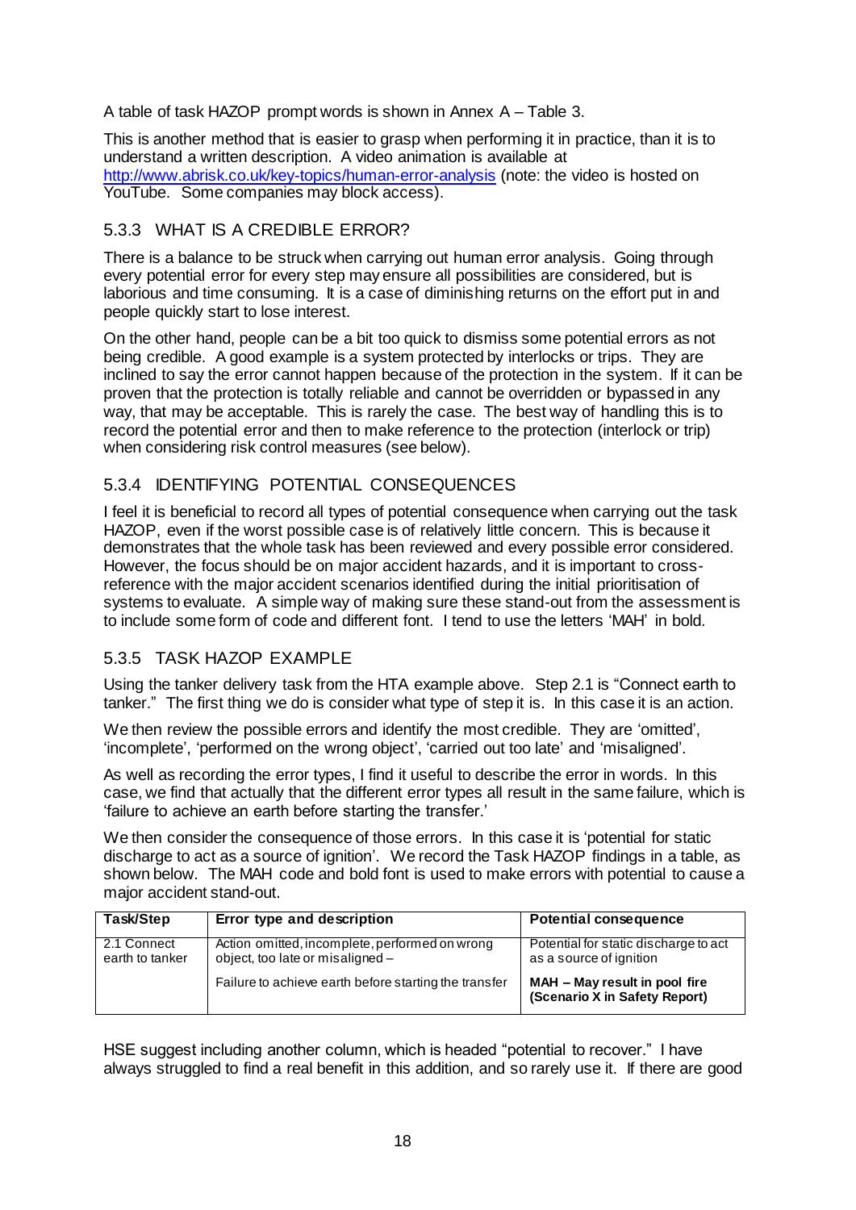A table of task HAZOP prompt words is shown in Annex A – Table 3.

This is another method that is easier to grasp when performing it in practice, than it is to understand a written description. A video animation is available at [http://www.abrisk.co.uk/key-topics/human-error-analysis](http://www.abrisk.co.uk/key-topics/human-error-analysis) (note: the video is hosted on YouTube. Some companies may block access).

### 5.3.3 WHAT IS A CREDIBLE ERROR?

There is a balance to be struck when carrying out human error analysis. Going through every potential error for every step may ensure all possibilities are considered, but is laborious and time consuming. It is a case of diminishing returns on the effort put in and people quickly start to lose interest.

On the other hand, people can be a bit too quick to dismiss some potential errors as not being credible. A good example is a system protected by interlocks or trips. They are inclined to say the error cannot happen because of the protection in the system. If it can be proven that the protection is totally reliable and cannot be overridden or bypassed in any way, that may be acceptable. This is rarely the case. The best way of handling this is to record the potential error and then to make reference to the protection (interlock or trip) when considering risk control measures (see below).

### 5.3.4 IDENTIFYING POTENTIAL CONSEQUENCES

I feel it is beneficial to record all types of potential consequence when carrying out the task HAZOP, even if the worst possible case is of relatively little concern. This is because it demonstrates that the whole task has been reviewed and every possible error considered. However, the focus should be on major accident hazards, and it is important to cross-reference with the major accident scenarios identified during the initial prioritisation of systems to evaluate. A simple way of making sure these stand-out from the assessment is to include some form of code and different font. I tend to use the letters 'MAH' in bold.

### 5.3.5 TASK HAZOP EXAMPLE

Using the tanker delivery task from the HTA example above. Step 2.1 is "Connect earth to tanker." The first thing we do is consider what type of step it is. In this case it is an action.

We then review the possible errors and identify the most credible. They are 'omitted', 'incomplete', 'performed on the wrong object', 'carried out too late' and 'misaligned'.

As well as recording the error types, I find it useful to describe the error in words. In this case, we find that actually that the different error types all result in the same failure, which is 'failure to achieve an earth before starting the transfer.'

We then consider the consequence of those errors. In this case it is 'potential for static discharge to act as a source of ignition'. We record the Task HAZOP findings in a table, as shown below. The MAH code and bold font is used to make errors with potential to cause a major accident stand-out.

| Task/Step | Error type and description | Potential consequence |
|---|---|---|
| 2.1 Connect earth to tanker | Action omitted, incomplete, performed on wrong object, too late or misaligned – | Potential for static discharge to act as a source of ignition |
| | Failure to achieve earth before starting the transfer | **MAH – May result in pool fire (Scenario X in Safety Report)** |

HSE suggest including another column, which is headed "potential to recover." I have always struggled to find a real benefit in this addition, and so rarely use it. If there are good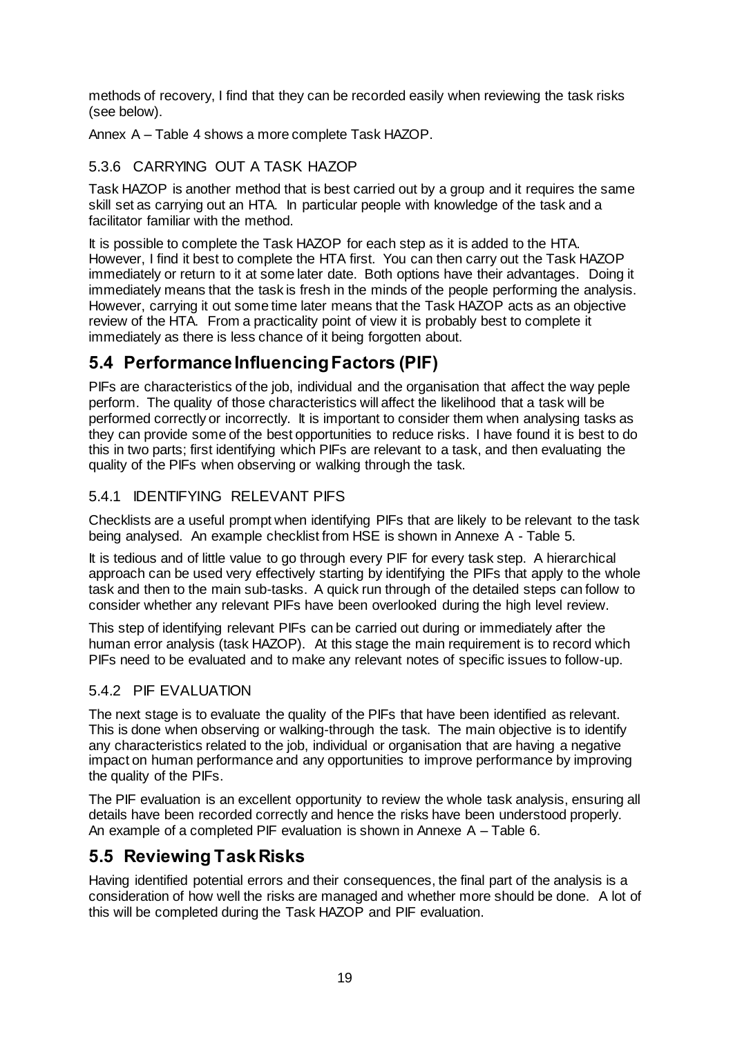methods of recovery, I find that they can be recorded easily when reviewing the task risks (see below).

Annex A – Table 4 shows a more complete Task HAZOP.

### 5.3.6 CARRYING OUT A TASK HAZOP

Task HAZOP is another method that is best carried out by a group and it requires the same skill set as carrying out an HTA. In particular people with knowledge of the task and a facilitator familiar with the method.

It is possible to complete the Task HAZOP for each step as it is added to the HTA. However, I find it best to complete the HTA first. You can then carry out the Task HAZOP immediately or return to it at some later date. Both options have their advantages. Doing it immediately means that the task is fresh in the minds of the people performing the analysis. However, carrying it out some time later means that the Task HAZOP acts as an objective review of the HTA. From a practicality point of view it is probably best to complete it immediately as there is less chance of it being forgotten about.

## 5.4 Performance Influencing Factors (PIF)

PIFs are characteristics of the job, individual and the organisation that affect the way peple perform. The quality of those characteristics will affect the likelihood that a task will be performed correctly or incorrectly. It is important to consider them when analysing tasks as they can provide some of the best opportunities to reduce risks. I have found it is best to do this in two parts; first identifying which PIFs are relevant to a task, and then evaluating the quality of the PIFs when observing or walking through the task.

### 5.4.1 IDENTIFYING RELEVANT PIFS

Checklists are a useful prompt when identifying PIFs that are likely to be relevant to the task being analysed. An example checklist from HSE is shown in Annexe A - Table 5.

It is tedious and of little value to go through every PIF for every task step. A hierarchical approach can be used very effectively starting by identifying the PIFs that apply to the whole task and then to the main sub-tasks. A quick run through of the detailed steps can follow to consider whether any relevant PIFs have been overlooked during the high level review.

This step of identifying relevant PIFs can be carried out during or immediately after the human error analysis (task HAZOP). At this stage the main requirement is to record which PIFs need to be evaluated and to make any relevant notes of specific issues to follow-up.

### 5.4.2 PIF EVALUATION

The next stage is to evaluate the quality of the PIFs that have been identified as relevant. This is done when observing or walking-through the task. The main objective is to identify any characteristics related to the job, individual or organisation that are having a negative impact on human performance and any opportunities to improve performance by improving the quality of the PIFs.

The PIF evaluation is an excellent opportunity to review the whole task analysis, ensuring all details have been recorded correctly and hence the risks have been understood properly. An example of a completed PIF evaluation is shown in Annexe A – Table 6.

## 5.5 Reviewing Task Risks

Having identified potential errors and their consequences, the final part of the analysis is a consideration of how well the risks are managed and whether more should be done. A lot of this will be completed during the Task HAZOP and PIF evaluation.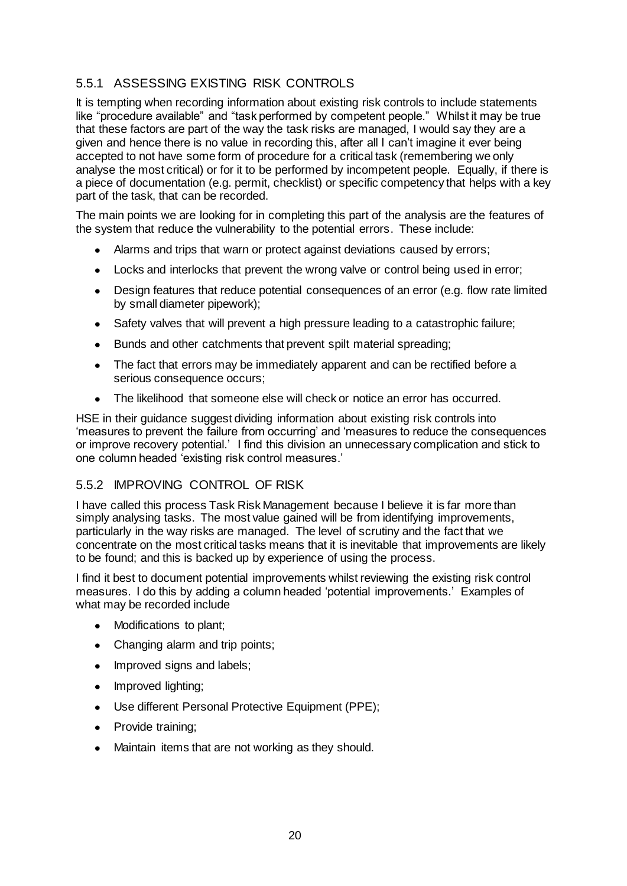### 5.5.1 ASSESSING EXISTING RISK CONTROLS

It is tempting when recording information about existing risk controls to include statements like "procedure available" and "task performed by competent people." Whilst it may be true that these factors are part of the way the task risks are managed, I would say they are a given and hence there is no value in recording this, after all I can't imagine it ever being accepted to not have some form of procedure for a critical task (remembering we only analyse the most critical) or for it to be performed by incompetent people. Equally, if there is a piece of documentation (e.g. permit, checklist) or specific competency that helps with a key part of the task, that can be recorded.

The main points we are looking for in completing this part of the analysis are the features of the system that reduce the vulnerability to the potential errors. These include:

- Alarms and trips that warn or protect against deviations caused by errors;
- Locks and interlocks that prevent the wrong valve or control being used in error;
- Design features that reduce potential consequences of an error (e.g. flow rate limited by small diameter pipework);
- Safety valves that will prevent a high pressure leading to a catastrophic failure;
- Bunds and other catchments that prevent spilt material spreading;
- The fact that errors may be immediately apparent and can be rectified before a serious consequence occurs;
- The likelihood that someone else will check or notice an error has occurred.

HSE in their guidance suggest dividing information about existing risk controls into 'measures to prevent the failure from occurring' and 'measures to reduce the consequences or improve recovery potential.' I find this division an unnecessary complication and stick to one column headed 'existing risk control measures.'

### 5.5.2 IMPROVING CONTROL OF RISK

I have called this process Task Risk Management because I believe it is far more than simply analysing tasks. The most value gained will be from identifying improvements, particularly in the way risks are managed. The level of scrutiny and the fact that we concentrate on the most critical tasks means that it is inevitable that improvements are likely to be found; and this is backed up by experience of using the process.

I find it best to document potential improvements whilst reviewing the existing risk control measures. I do this by adding a column headed 'potential improvements.' Examples of what may be recorded include

- Modifications to plant;
- Changing alarm and trip points;
- Improved signs and labels;
- Improved lighting;
- Use different Personal Protective Equipment (PPE);
- Provide training;
- Maintain items that are not working as they should.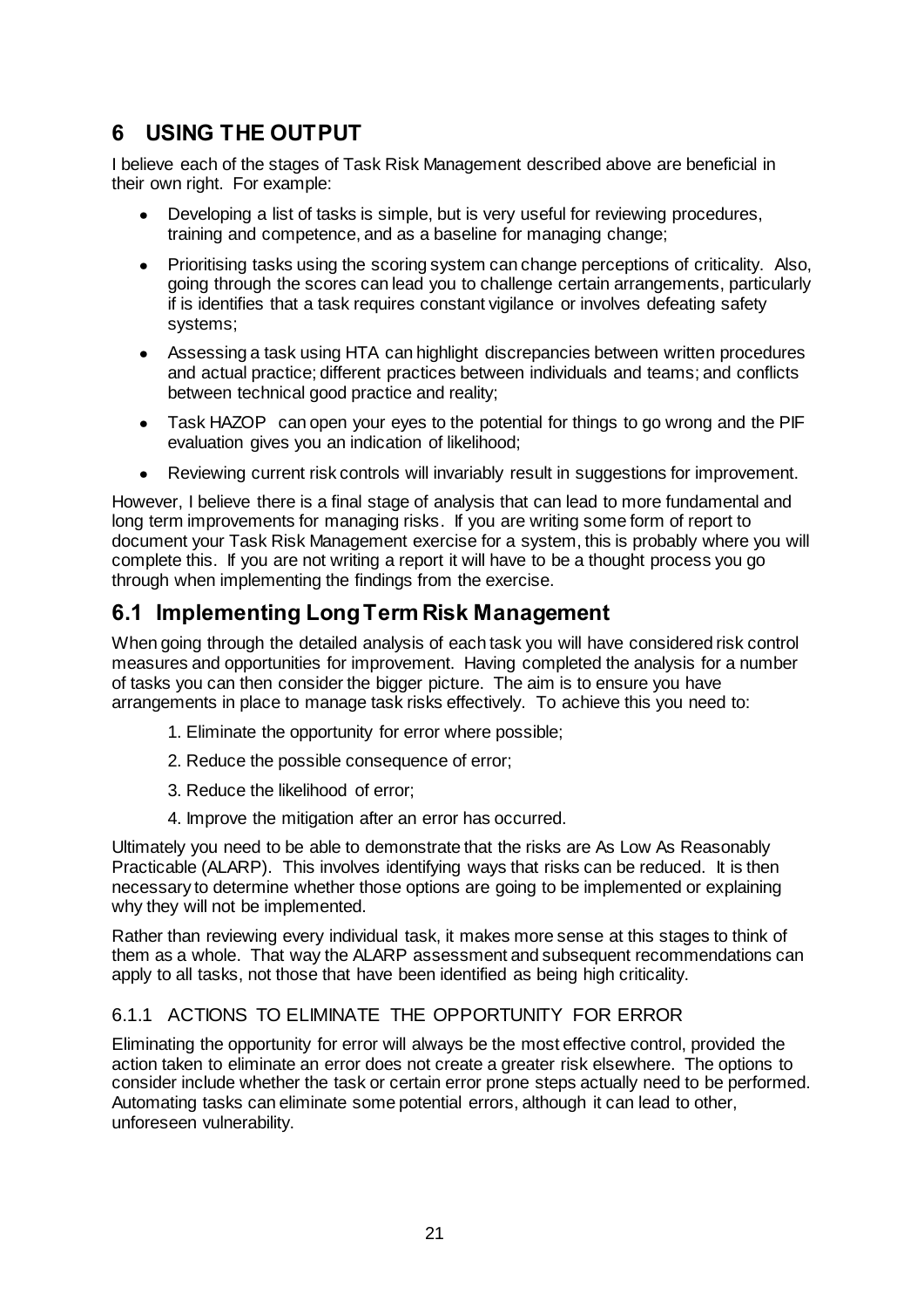# 6 USING THE OUTPUT

I believe each of the stages of Task Risk Management described above are beneficial in their own right. For example:

- Developing a list of tasks is simple, but is very useful for reviewing procedures, training and competence, and as a baseline for managing change;
- Prioritising tasks using the scoring system can change perceptions of criticality. Also, going through the scores can lead you to challenge certain arrangements, particularly if is identifies that a task requires constant vigilance or involves defeating safety systems;
- Assessing a task using HTA can highlight discrepancies between written procedures and actual practice; different practices between individuals and teams; and conflicts between technical good practice and reality;
- Task HAZOP can open your eyes to the potential for things to go wrong and the PIF evaluation gives you an indication of likelihood;
- Reviewing current risk controls will invariably result in suggestions for improvement.

However, I believe there is a final stage of analysis that can lead to more fundamental and long term improvements for managing risks. If you are writing some form of report to document your Task Risk Management exercise for a system, this is probably where you will complete this. If you are not writing a report it will have to be a thought process you go through when implementing the findings from the exercise.

## 6.1 Implementing Long Term Risk Management

When going through the detailed analysis of each task you will have considered risk control measures and opportunities for improvement. Having completed the analysis for a number of tasks you can then consider the bigger picture. The aim is to ensure you have arrangements in place to manage task risks effectively. To achieve this you need to:

1. Eliminate the opportunity for error where possible;
2. Reduce the possible consequence of error;
3. Reduce the likelihood of error;
4. Improve the mitigation after an error has occurred.

Ultimately you need to be able to demonstrate that the risks are As Low As Reasonably Practicable (ALARP). This involves identifying ways that risks can be reduced. It is then necessary to determine whether those options are going to be implemented or explaining why they will not be implemented.

Rather than reviewing every individual task, it makes more sense at this stages to think of them as a whole. That way the ALARP assessment and subsequent recommendations can apply to all tasks, not those that have been identified as being high criticality.

### 6.1.1 ACTIONS TO ELIMINATE THE OPPORTUNITY FOR ERROR

Eliminating the opportunity for error will always be the most effective control, provided the action taken to eliminate an error does not create a greater risk elsewhere. The options to consider include whether the task or certain error prone steps actually need to be performed. Automating tasks can eliminate some potential errors, although it can lead to other, unforeseen vulnerability.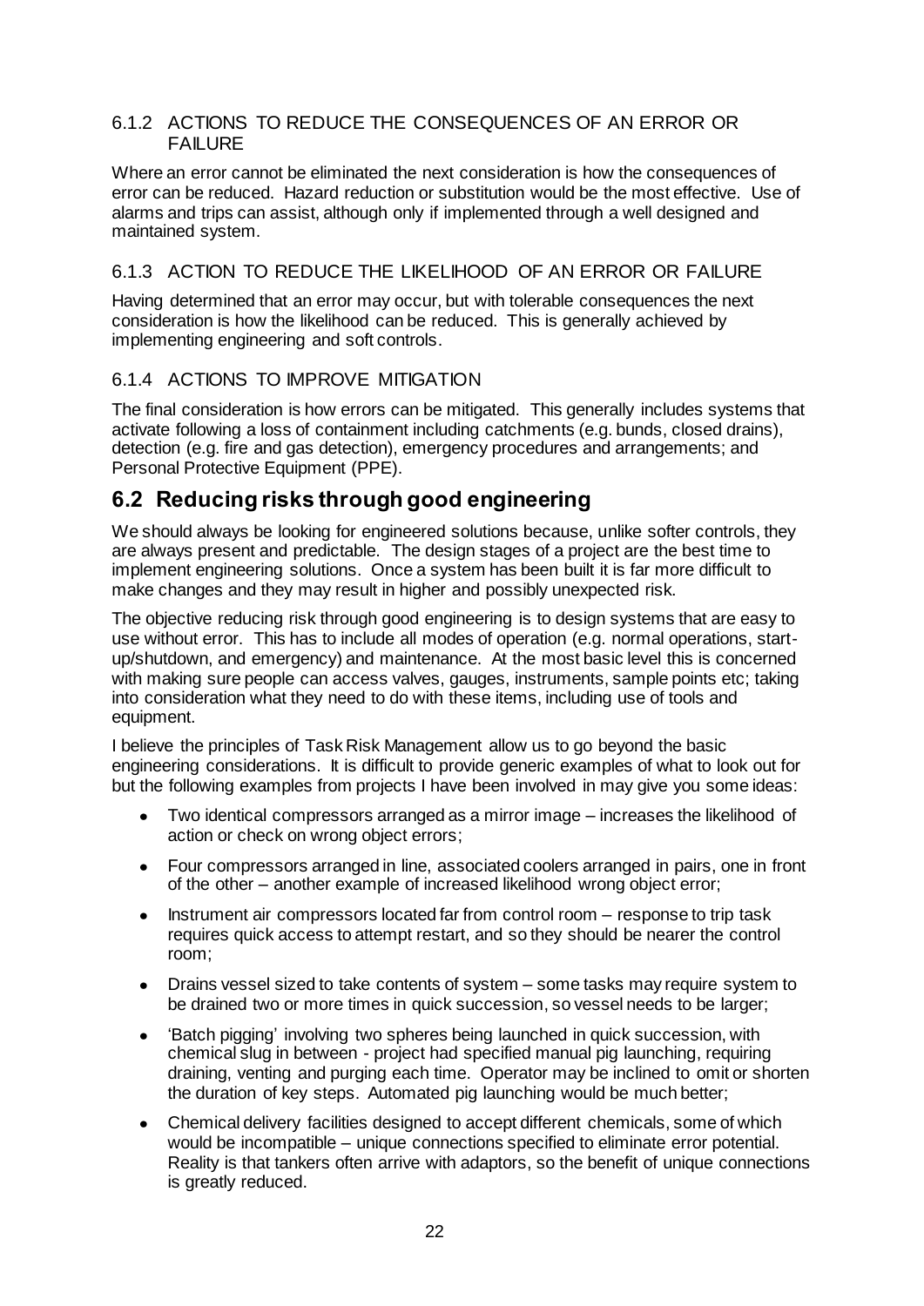#### 6.1.2 ACTIONS TO REDUCE THE CONSEQUENCES OF AN ERROR OR FAILURE

Where an error cannot be eliminated the next consideration is how the consequences of error can be reduced. Hazard reduction or substitution would be the most effective. Use of alarms and trips can assist, although only if implemented through a well designed and maintained system.

#### 6.1.3 ACTION TO REDUCE THE LIKELIHOOD OF AN ERROR OR FAILURE

Having determined that an error may occur, but with tolerable consequences the next consideration is how the likelihood can be reduced. This is generally achieved by implementing engineering and soft controls.

#### 6.1.4 ACTIONS TO IMPROVE MITIGATION

The final consideration is how errors can be mitigated. This generally includes systems that activate following a loss of containment including catchments (e.g. bunds, closed drains), detection (e.g. fire and gas detection), emergency procedures and arrangements; and Personal Protective Equipment (PPE).

## 6.2 Reducing risks through good engineering

We should always be looking for engineered solutions because, unlike softer controls, they are always present and predictable. The design stages of a project are the best time to implement engineering solutions. Once a system has been built it is far more difficult to make changes and they may result in higher and possibly unexpected risk.

The objective reducing risk through good engineering is to design systems that are easy to use without error. This has to include all modes of operation (e.g. normal operations, start-up/shutdown, and emergency) and maintenance. At the most basic level this is concerned with making sure people can access valves, gauges, instruments, sample points etc; taking into consideration what they need to do with these items, including use of tools and equipment.

I believe the principles of Task Risk Management allow us to go beyond the basic engineering considerations. It is difficult to provide generic examples of what to look out for but the following examples from projects I have been involved in may give you some ideas:

- Two identical compressors arranged as a mirror image – increases the likelihood of action or check on wrong object errors;
- Four compressors arranged in line, associated coolers arranged in pairs, one in front of the other – another example of increased likelihood wrong object error;
- Instrument air compressors located far from control room – response to trip task requires quick access to attempt restart, and so they should be nearer the control room;
- Drains vessel sized to take contents of system – some tasks may require system to be drained two or more times in quick succession, so vessel needs to be larger;
- 'Batch pigging' involving two spheres being launched in quick succession, with chemical slug in between - project had specified manual pig launching, requiring draining, venting and purging each time. Operator may be inclined to omit or shorten the duration of key steps. Automated pig launching would be much better;
- Chemical delivery facilities designed to accept different chemicals, some of which would be incompatible – unique connections specified to eliminate error potential. Reality is that tankers often arrive with adaptors, so the benefit of unique connections is greatly reduced.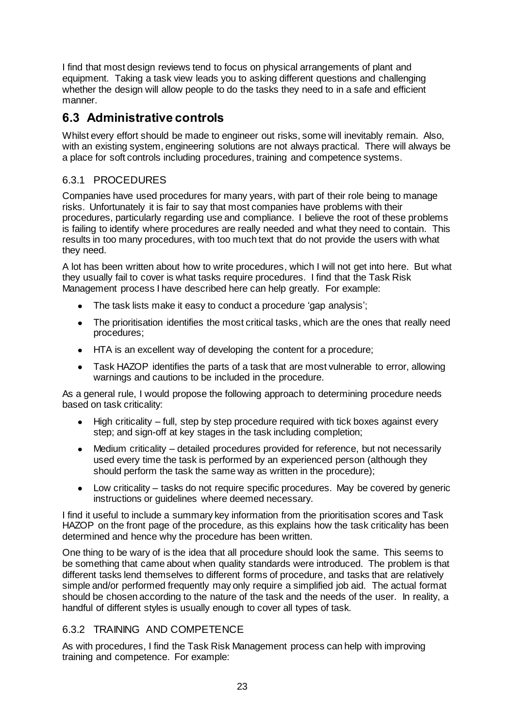I find that most design reviews tend to focus on physical arrangements of plant and equipment. Taking a task view leads you to asking different questions and challenging whether the design will allow people to do the tasks they need to in a safe and efficient manner.

## 6.3 Administrative controls

Whilst every effort should be made to engineer out risks, some will inevitably remain. Also, with an existing system, engineering solutions are not always practical. There will always be a place for soft controls including procedures, training and competence systems.

### 6.3.1 PROCEDURES

Companies have used procedures for many years, with part of their role being to manage risks. Unfortunately it is fair to say that most companies have problems with their procedures, particularly regarding use and compliance. I believe the root of these problems is failing to identify where procedures are really needed and what they need to contain. This results in too many procedures, with too much text that do not provide the users with what they need.

A lot has been written about how to write procedures, which I will not get into here. But what they usually fail to cover is what tasks require procedures. I find that the Task Risk Management process I have described here can help greatly. For example:

- The task lists make it easy to conduct a procedure 'gap analysis';
- The prioritisation identifies the most critical tasks, which are the ones that really need procedures;
- HTA is an excellent way of developing the content for a procedure;
- Task HAZOP identifies the parts of a task that are most vulnerable to error, allowing warnings and cautions to be included in the procedure.

As a general rule, I would propose the following approach to determining procedure needs based on task criticality:

- High criticality – full, step by step procedure required with tick boxes against every step; and sign-off at key stages in the task including completion;
- Medium criticality – detailed procedures provided for reference, but not necessarily used every time the task is performed by an experienced person (although they should perform the task the same way as written in the procedure);
- Low criticality – tasks do not require specific procedures. May be covered by generic instructions or guidelines where deemed necessary.

I find it useful to include a summary key information from the prioritisation scores and Task HAZOP on the front page of the procedure, as this explains how the task criticality has been determined and hence why the procedure has been written.

One thing to be wary of is the idea that all procedure should look the same. This seems to be something that came about when quality standards were introduced. The problem is that different tasks lend themselves to different forms of procedure, and tasks that are relatively simple and/or performed frequently may only require a simplified job aid. The actual format should be chosen according to the nature of the task and the needs of the user. In reality, a handful of different styles is usually enough to cover all types of task.

### 6.3.2 TRAINING AND COMPETENCE

As with procedures, I find the Task Risk Management process can help with improving training and competence. For example: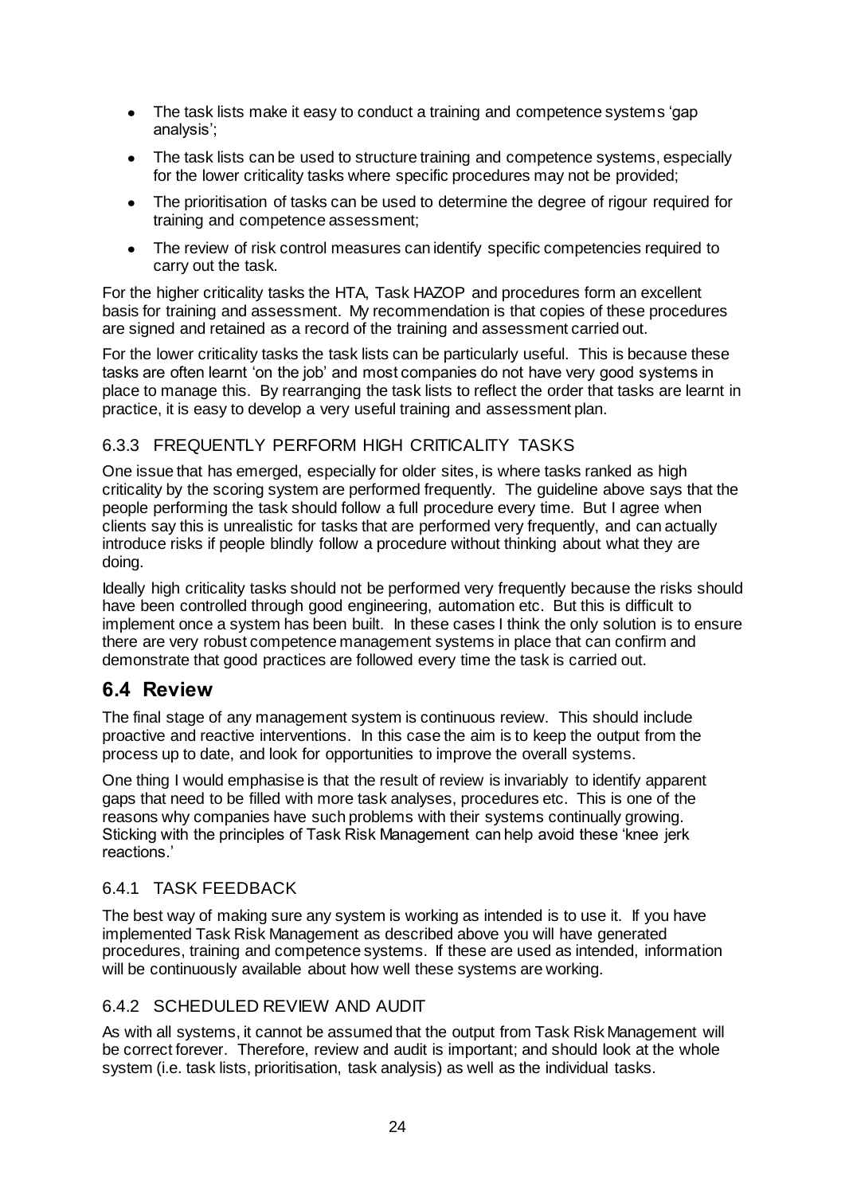- The task lists make it easy to conduct a training and competence systems 'gap analysis';
- The task lists can be used to structure training and competence systems, especially for the lower criticality tasks where specific procedures may not be provided;
- The prioritisation of tasks can be used to determine the degree of rigour required for training and competence assessment;
- The review of risk control measures can identify specific competencies required to carry out the task.

For the higher criticality tasks the HTA, Task HAZOP and procedures form an excellent basis for training and assessment. My recommendation is that copies of these procedures are signed and retained as a record of the training and assessment carried out.

For the lower criticality tasks the task lists can be particularly useful. This is because these tasks are often learnt 'on the job' and most companies do not have very good systems in place to manage this. By rearranging the task lists to reflect the order that tasks are learnt in practice, it is easy to develop a very useful training and assessment plan.

### 6.3.3 FREQUENTLY PERFORM HIGH CRITICALITY TASKS

One issue that has emerged, especially for older sites, is where tasks ranked as high criticality by the scoring system are performed frequently. The guideline above says that the people performing the task should follow a full procedure every time. But I agree when clients say this is unrealistic for tasks that are performed very frequently, and can actually introduce risks if people blindly follow a procedure without thinking about what they are doing.

Ideally high criticality tasks should not be performed very frequently because the risks should have been controlled through good engineering, automation etc. But this is difficult to implement once a system has been built. In these cases I think the only solution is to ensure there are very robust competence management systems in place that can confirm and demonstrate that good practices are followed every time the task is carried out.

## 6.4 Review

The final stage of any management system is continuous review. This should include proactive and reactive interventions. In this case the aim is to keep the output from the process up to date, and look for opportunities to improve the overall systems.

One thing I would emphasise is that the result of review is invariably to identify apparent gaps that need to be filled with more task analyses, procedures etc. This is one of the reasons why companies have such problems with their systems continually growing. Sticking with the principles of Task Risk Management can help avoid these 'knee jerk reactions.'

### 6.4.1 TASK FEEDBACK

The best way of making sure any system is working as intended is to use it. If you have implemented Task Risk Management as described above you will have generated procedures, training and competence systems. If these are used as intended, information will be continuously available about how well these systems are working.

### 6.4.2 SCHEDULED REVIEW AND AUDIT

As with all systems, it cannot be assumed that the output from Task Risk Management will be correct forever. Therefore, review and audit is important; and should look at the whole system (i.e. task lists, prioritisation, task analysis) as well as the individual tasks.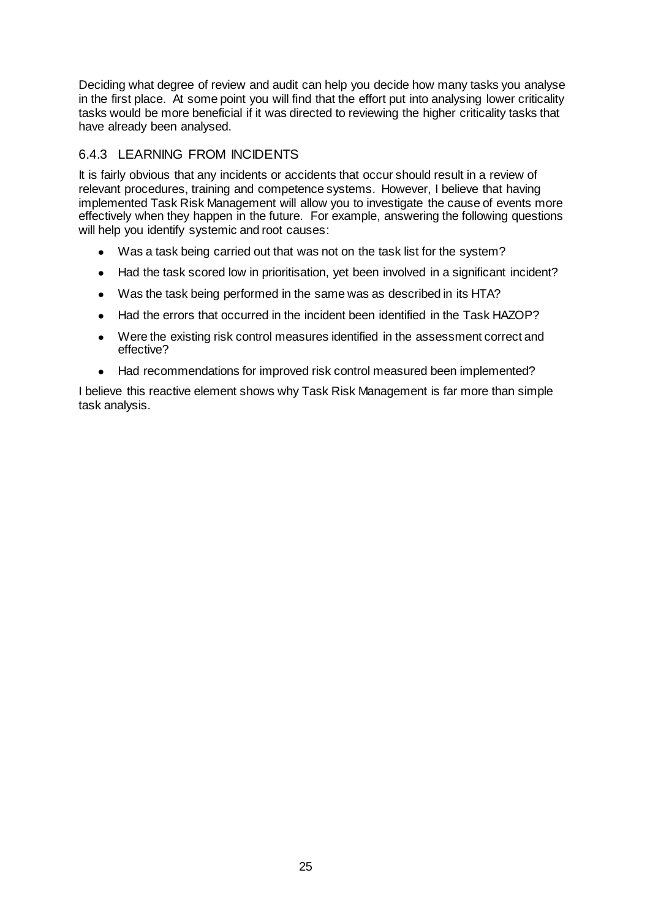Deciding what degree of review and audit can help you decide how many tasks you analyse in the first place. At some point you will find that the effort put into analysing lower criticality tasks would be more beneficial if it was directed to reviewing the higher criticality tasks that have already been analysed.

### 6.4.3 LEARNING FROM INCIDENTS

It is fairly obvious that any incidents or accidents that occur should result in a review of relevant procedures, training and competence systems. However, I believe that having implemented Task Risk Management will allow you to investigate the cause of events more effectively when they happen in the future. For example, answering the following questions will help you identify systemic and root causes:

- Was a task being carried out that was not on the task list for the system?
- Had the task scored low in prioritisation, yet been involved in a significant incident?
- Was the task being performed in the same was as described in its HTA?
- Had the errors that occurred in the incident been identified in the Task HAZOP?
- Were the existing risk control measures identified in the assessment correct and effective?
- Had recommendations for improved risk control measured been implemented?

I believe this reactive element shows why Task Risk Management is far more than simple task analysis.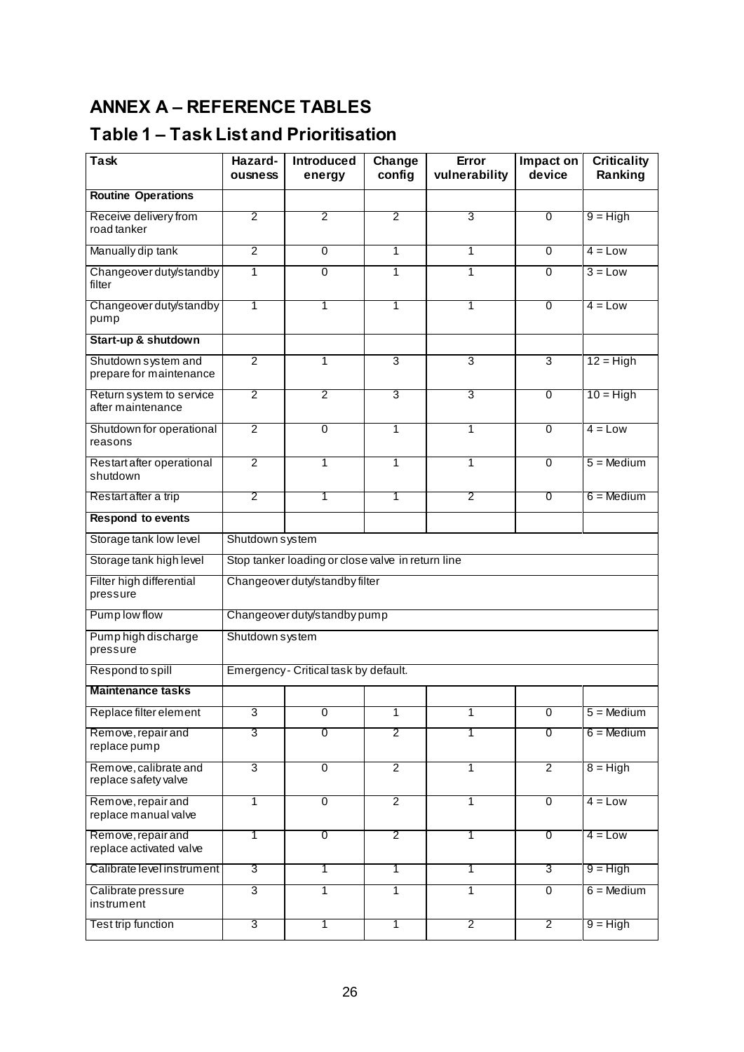## ANNEX A – REFERENCE TABLES

## Table 1 – Task List and Prioritisation

| Task | Hazard-ousness | Introduced energy | Change config | Error vulnerability | Impact on device | Criticality Ranking |
|---|---|---|---|---|---|---|
| **Routine Operations** | | | | | | |
| Receive delivery from road tanker | 2 | 2 | 2 | 3 | 0 | 9 = High |
| Manually dip tank | 2 | 0 | 1 | 1 | 0 | 4 = Low |
| Changeover duty/standby filter | 1 | 0 | 1 | 1 | 0 | 3 = Low |
| Changeover duty/standby pump | 1 | 1 | 1 | 1 | 0 | 4 = Low |
| **Start-up & shutdown** | | | | | | |
| Shutdown system and prepare for maintenance | 2 | 1 | 3 | 3 | 3 | 12 = High |
| Return system to service after maintenance | 2 | 2 | 3 | 3 | 0 | 10 = High |
| Shutdown for operational reasons | 2 | 0 | 1 | 1 | 0 | 4 = Low |
| Restart after operational shutdown | 2 | 1 | 1 | 1 | 0 | 5 = Medium |
| Restart after a trip | 2 | 1 | 1 | 2 | 0 | 6 = Medium |
| **Respond to events** | | | | | | |
| Storage tank low level | Shutdown system | | | | | |
| Storage tank high level | Stop tanker loading or close valve in return line | | | | | |
| Filter high differential pressure | Changeover duty/standby filter | | | | | |
| Pump low flow | Changeover duty/standby pump | | | | | |
| Pump high discharge pressure | Shutdown system | | | | | |
| Respond to spill | Emergency - Critical task by default. | | | | | |
| **Maintenance tasks** | | | | | | |
| Replace filter element | 3 | 0 | 1 | 1 | 0 | 5 = Medium |
| Remove, repair and replace pump | 3 | 0 | 2 | 1 | 0 | 6 = Medium |
| Remove, calibrate and replace safety valve | 3 | 0 | 2 | 1 | 2 | 8 = High |
| Remove, repair and replace manual valve | 1 | 0 | 2 | 1 | 0 | 4 = Low |
| Remove, repair and replace activated valve | 1 | 0 | 2 | 1 | 0 | 4 = Low |
| Calibrate level instrument | 3 | 1 | 1 | 1 | 3 | 9 = High |
| Calibrate pressure instrument | 3 | 1 | 1 | 1 | 0 | 6 = Medium |
| Test trip function | 3 | 1 | 1 | 2 | 2 | 9 = High |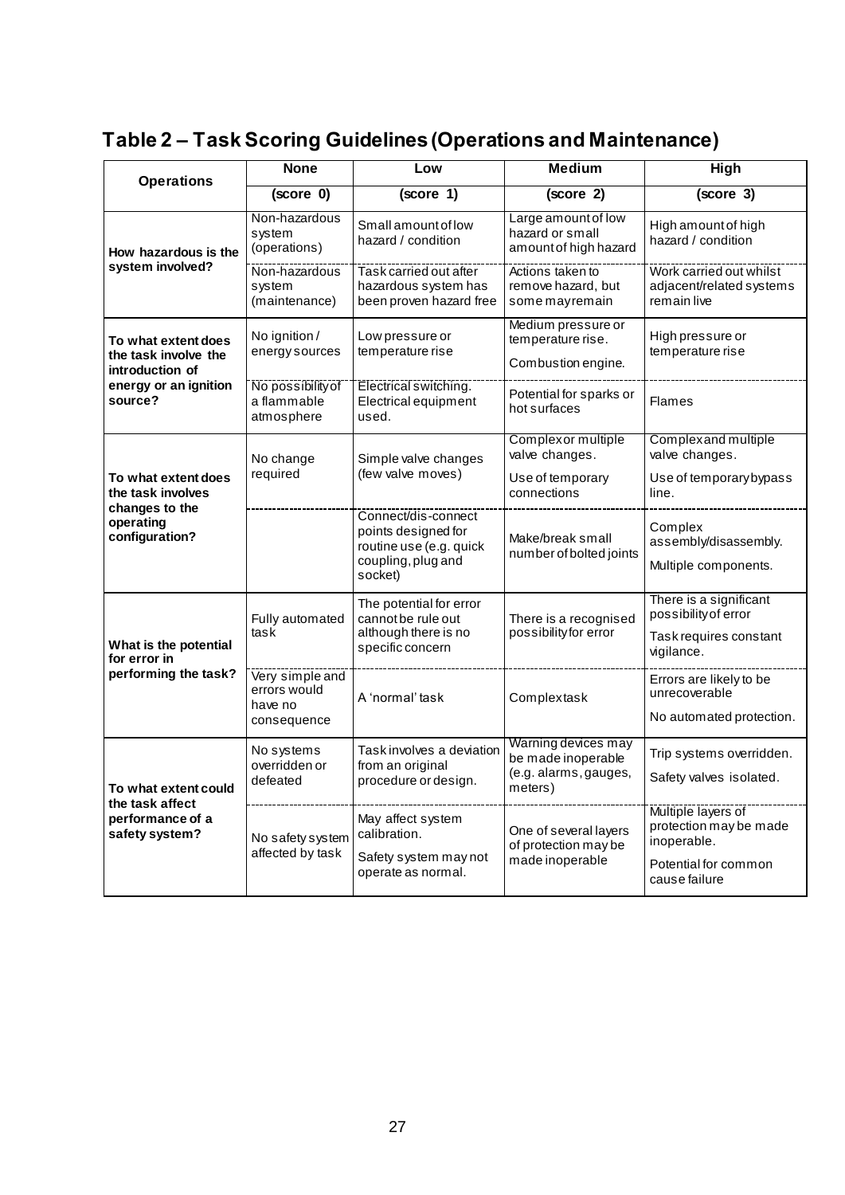## Table 2 – Task Scoring Guidelines (Operations and Maintenance)

| Operations | None | Low | Medium | High |
|---|---|---|---|---|
| | (score 0) | (score 1) | (score 2) | (score 3) |
| How hazardous is the system involved? | Non-hazardous system (operations) | Small amount of low hazard / condition | Large amount of low hazard or small amount of high hazard | High amount of high hazard / condition |
| | Non-hazardous system (maintenance) | Task carried out after hazardous system has been proven hazard free | Actions taken to remove hazard, but some may remain | Work carried out whilst adjacent/related systems remain live |
| To what extent does the task involve the introduction of energy or an ignition source? | No ignition / energy sources | Low pressure or temperature rise | Medium pressure or temperature rise.<br>Combustion engine. | High pressure or temperature rise |
| | No possibility of a flammable atmosphere | Electrical switching. Electrical equipment used. | Potential for sparks or hot surfaces | Flames |
| To what extent does the task involves changes to the operating configuration? | No change required | Simple valve changes (few valve moves) | Complex or multiple valve changes.<br>Use of temporary connections | Complex and multiple valve changes.<br>Use of temporary bypass line. |
| | | Connect/dis-connect points designed for routine use (e.g. quick coupling, plug and socket) | Make/break small number of bolted joints | Complex assembly/disassembly.<br>Multiple components. |
| What is the potential for error in performing the task? | Fully automated task | The potential for error cannot be rule out although there is no specific concern | There is a recognised possibility for error | There is a significant possibility of error<br>Task requires constant vigilance. |
| | Very simple and errors would have no consequence | A 'normal' task | Complex task | Errors are likely to be unrecoverable<br>No automated protection. |
| To what extent could the task affect performance of a safety system? | No systems overridden or defeated | Task involves a deviation from an original procedure or design. | Warning devices may be made inoperable (e.g. alarms, gauges, meters) | Trip systems overridden.<br>Safety valves isolated. |
| | No safety system affected by task | May affect system calibration.<br>Safety system may not operate as normal. | One of several layers of protection may be made inoperable | Multiple layers of protection may be made inoperable.<br>Potential for common cause failure |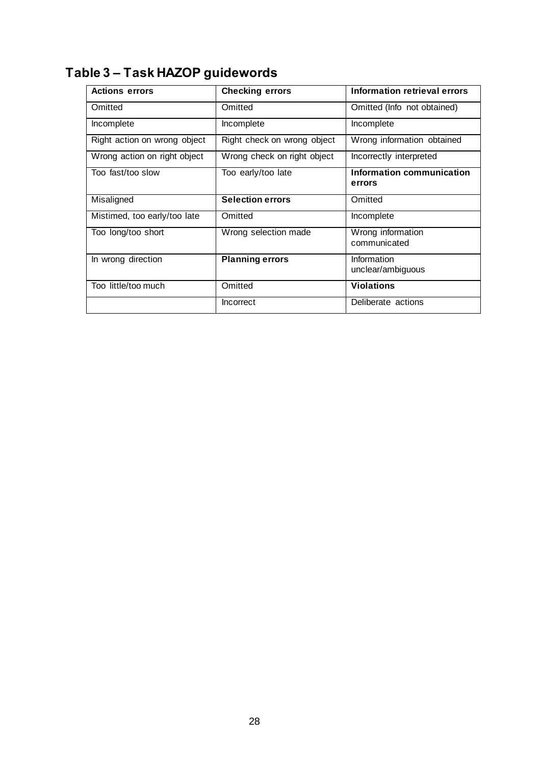## Table 3 – Task HAZOP guidewords

| **Actions errors** | **Checking errors** | **Information retrieval errors** |
|---|---|---|
| Omitted | Omitted | Omitted (Info not obtained) |
| Incomplete | Incomplete | Incomplete |
| Right action on wrong object | Right check on wrong object | Wrong information obtained |
| Wrong action on right object | Wrong check on right object | Incorrectly interpreted |
| Too fast/too slow | Too early/too late | **Information communication errors** |
| Misaligned | **Selection errors** | Omitted |
| Mistimed, too early/too late | Omitted | Incomplete |
| Too long/too short | Wrong selection made | Wrong information communicated |
| In wrong direction | **Planning errors** | Information unclear/ambiguous |
| Too little/too much | Omitted | **Violations** |
| | Incorrect | Deliberate actions |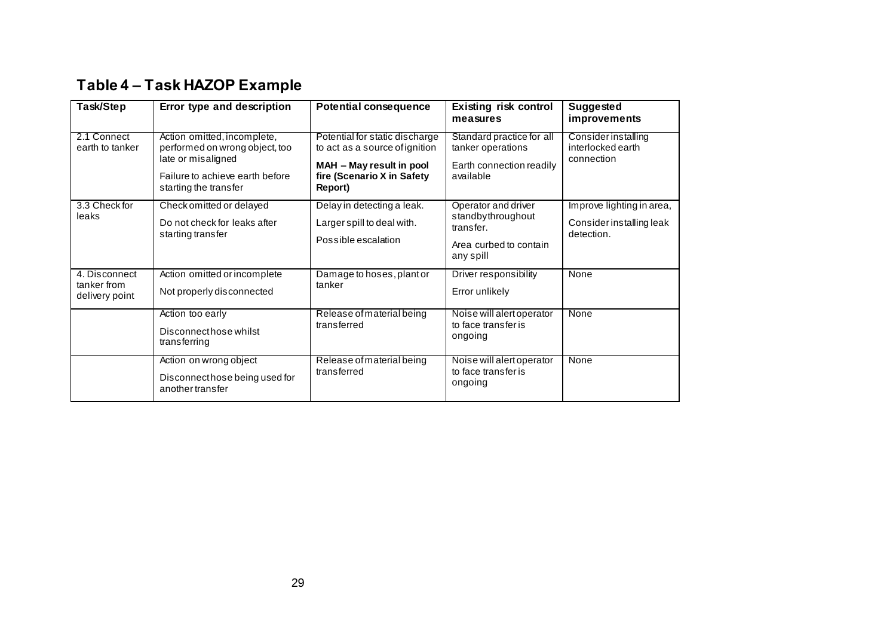## Table 4 – Task HAZOP Example

| Task/Step | Error type and description | Potential consequence | Existing risk control measures | Suggested improvements |
|---|---|---|---|---|
| 2.1 Connect earth to tanker | Action omitted, incomplete, performed on wrong object, too late or misaligned<br><br>Failure to achieve earth before starting the transfer | Potential for static discharge to act as a source of ignition<br><br>**MAH – May result in pool fire (Scenario X in Safety Report)** | Standard practice for all tanker operations<br><br>Earth connection readily available | Consider installing interlocked earth connection |
| 3.3 Check for leaks | Check omitted or delayed<br><br>Do not check for leaks after starting transfer | Delay in detecting a leak.<br><br>Larger spill to deal with.<br><br>Possible escalation | Operator and driver standby throughout transfer.<br><br>Area curbed to contain any spill | Improve lighting in area,<br><br>Consider installing leak detection. |
| 4. Disconnect tanker from delivery point | Action omitted or incomplete<br><br>Not properly disconnected | Damage to hoses, plant or tanker | Driver responsibility<br><br>Error unlikely | None |
| | Action too early<br><br>Disconnect hose whilst transferring | Release of material being transferred | Noise will alert operator to face transfer is ongoing | None |
| | Action on wrong object<br><br>Disconnect hose being used for another transfer | Release of material being transferred | Noise will alert operator to face transfer is ongoing | None |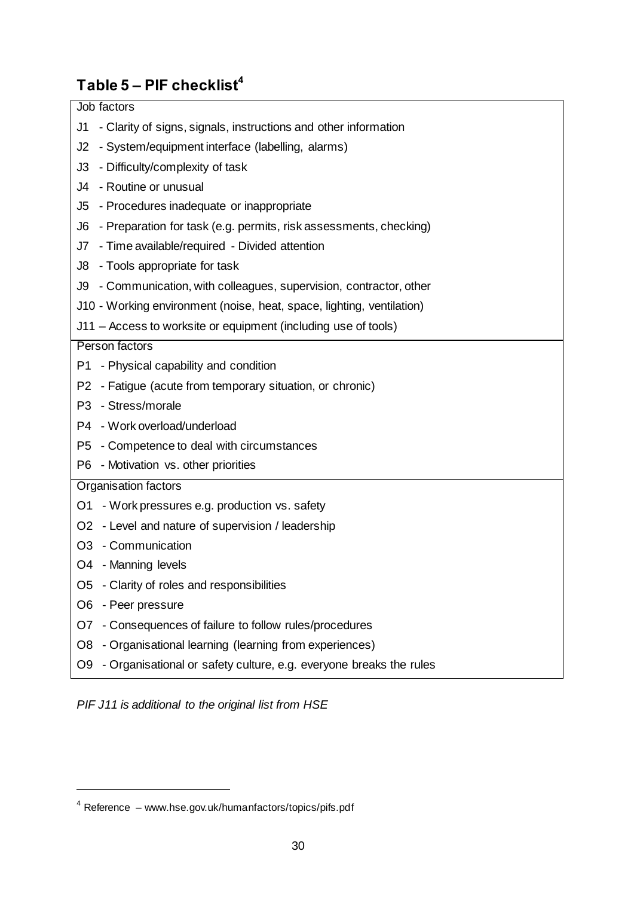## Table 5 – PIF checklist[4]

| Job factors |
|---|
| J1 - Clarity of signs, signals, instructions and other information |
| J2 - System/equipment interface (labelling, alarms) |
| J3 - Difficulty/complexity of task |
| J4 - Routine or unusual |
| J5 - Procedures inadequate or inappropriate |
| J6 - Preparation for task (e.g. permits, risk assessments, checking) |
| J7 - Time available/required - Divided attention |
| J8 - Tools appropriate for task |
| J9 - Communication, with colleagues, supervision, contractor, other |
| J10 - Working environment (noise, heat, space, lighting, ventilation) |
| J11 – Access to worksite or equipment (including use of tools) |
| **Person factors** |
| P1 - Physical capability and condition |
| P2 - Fatigue (acute from temporary situation, or chronic) |
| P3 - Stress/morale |
| P4 - Work overload/underload |
| P5 - Competence to deal with circumstances |
| P6 - Motivation vs. other priorities |
| **Organisation factors** |
| O1 - Work pressures e.g. production vs. safety |
| O2 - Level and nature of supervision / leadership |
| O3 - Communication |
| O4 - Manning levels |
| O5 - Clarity of roles and responsibilities |
| O6 - Peer pressure |
| O7 - Consequences of failure to follow rules/procedures |
| O8 - Organisational learning (learning from experiences) |
| O9 - Organisational or safety culture, e.g. everyone breaks the rules |

*PIF J11 is additional to the original list from HSE*

[4] Reference – www.hse.gov.uk/humanfactors/topics/pifs.pdf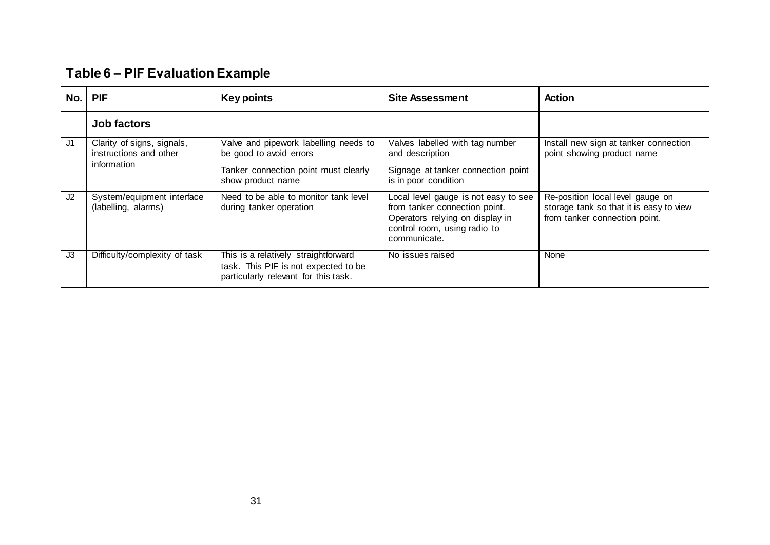## Table 6 – PIF Evaluation Example

| No. | PIF | Key points | Site Assessment | Action |
|---|---|---|---|---|
| | **Job factors** | | | |
| J1 | Clarity of signs, signals, instructions and other information | Valve and pipework labelling needs to be good to avoid errors<br><br>Tanker connection point must clearly show product name | Valves labelled with tag number and description<br><br>Signage at tanker connection point is in poor condition | Install new sign at tanker connection point showing product name |
| J2 | System/equipment interface (labelling, alarms) | Need to be able to monitor tank level during tanker operation | Local level gauge is not easy to see from tanker connection point. Operators relying on display in control room, using radio to communicate. | Re-position local level gauge on storage tank so that it is easy to view from tanker connection point. |
| J3 | Difficulty/complexity of task | This is a relatively straightforward task. This PIF is not expected to be particularly relevant for this task. | No issues raised | None |